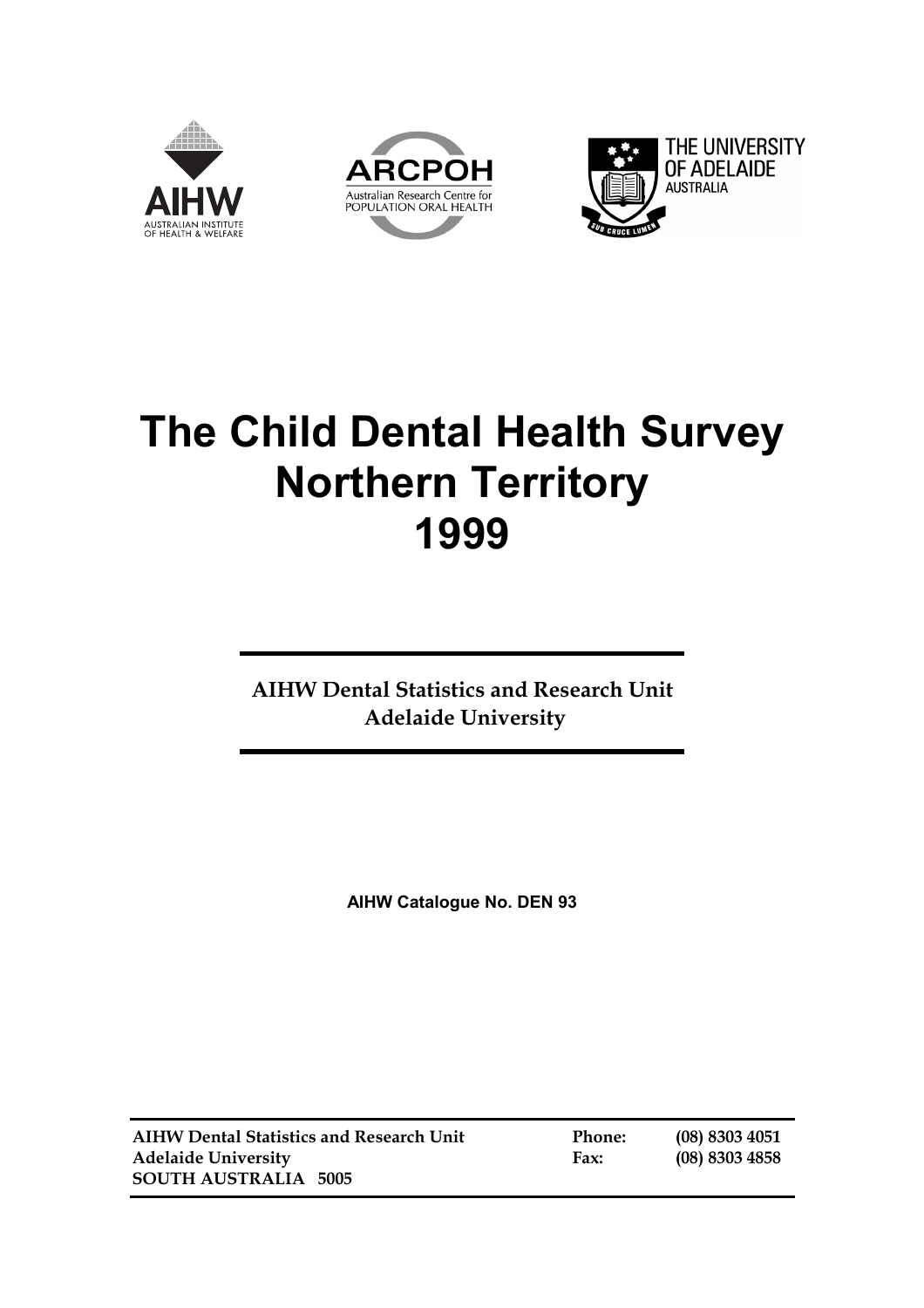# The Child Dental Health Survey Northern Territory 1999

**AIHW Dental Statistics and Research Unit**
**Adelaide University**

**AIHW Catalogue No. DEN 93**

| | | |
|---|---|---|
| **AIHW Dental Statistics and Research Unit** | **Phone:** | **(08) 8303 4051** |
| **Adelaide University** | **Fax:** | **(08) 8303 4858** |
| **SOUTH AUSTRALIA 5005** | | |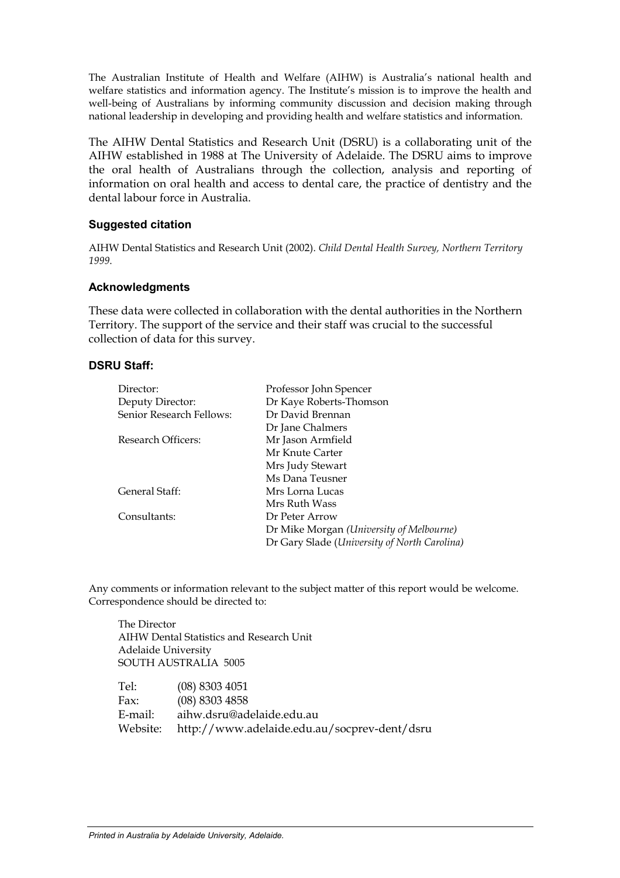The Australian Institute of Health and Welfare (AIHW) is Australia's national health and welfare statistics and information agency. The Institute's mission is to improve the health and well-being of Australians by informing community discussion and decision making through national leadership in developing and providing health and welfare statistics and information.

The AIHW Dental Statistics and Research Unit (DSRU) is a collaborating unit of the AIHW established in 1988 at The University of Adelaide. The DSRU aims to improve the oral health of Australians through the collection, analysis and reporting of information on oral health and access to dental care, the practice of dentistry and the dental labour force in Australia.

### Suggested citation

AIHW Dental Statistics and Research Unit (2002). *Child Dental Health Survey, Northern Territory 1999.*

### Acknowledgments

These data were collected in collaboration with the dental authorities in the Northern Territory. The support of the service and their staff was crucial to the successful collection of data for this survey.

### DSRU Staff:

| | |
|---|---|
| Director: | Professor John Spencer |
| Deputy Director: | Dr Kaye Roberts-Thomson |
| Senior Research Fellows: | Dr David Brennan |
| | Dr Jane Chalmers |
| Research Officers: | Mr Jason Armfield |
| | Mr Knute Carter |
| | Mrs Judy Stewart |
| | Ms Dana Teusner |
| General Staff: | Mrs Lorna Lucas |
| | Mrs Ruth Wass |
| Consultants: | Dr Peter Arrow |
| | Dr Mike Morgan *(University of Melbourne)* |
| | Dr Gary Slade (*University of North Carolina)* |

Any comments or information relevant to the subject matter of this report would be welcome. Correspondence should be directed to:

The Director
AIHW Dental Statistics and Research Unit
Adelaide University
SOUTH AUSTRALIA 5005

Tel: (08) 8303 4051
Fax: (08) 8303 4858
E-mail: aihw.dsru@adelaide.edu.au
Website: http://www.adelaide.edu.au/socprev-dent/dsru

*Printed in Australia by Adelaide University, Adelaide.*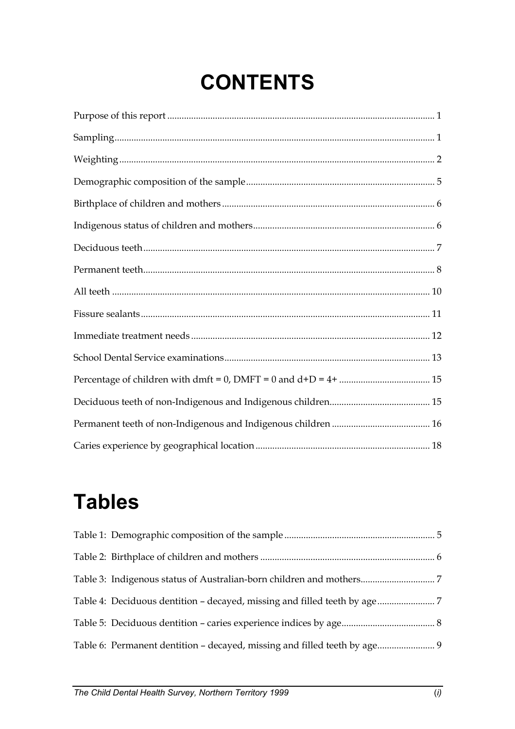# CONTENTS

Purpose of this report ........................................................................................................ 1

Sampling ................................................................................................................................ 1

Weighting ............................................................................................................................... 2

Demographic composition of the sample ............................................................................ 5

Birthplace of children and mothers ...................................................................................... 6

Indigenous status of children and mothers .......................................................................... 6

Deciduous teeth ..................................................................................................................... 7

Permanent teeth ..................................................................................................................... 8

All teeth ................................................................................................................................ 10

Fissure sealants .................................................................................................................... 11

Immediate treatment needs ................................................................................................ 12

School Dental Service examinations .................................................................................. 13

Percentage of children with dmft = 0, DMFT = 0 and d+D = 4+ ..................................... 15

Deciduous teeth of non-Indigenous and Indigenous children ......................................... 15

Permanent teeth of non-Indigenous and Indigenous children ........................................ 16

Caries experience by geographical location ...................................................................... 18

# Tables

Table 1: Demographic composition of the sample ............................................................ 5

Table 2: Birthplace of children and mothers ...................................................................... 6

Table 3: Indigenous status of Australian-born children and mothers .............................. 7

Table 4: Deciduous dentition – decayed, missing and filled teeth by age ....................... 7

Table 5: Deciduous dentition – caries experience indices by age ..................................... 8

Table 6: Permanent dentition – decayed, missing and filled teeth by age ....................... 9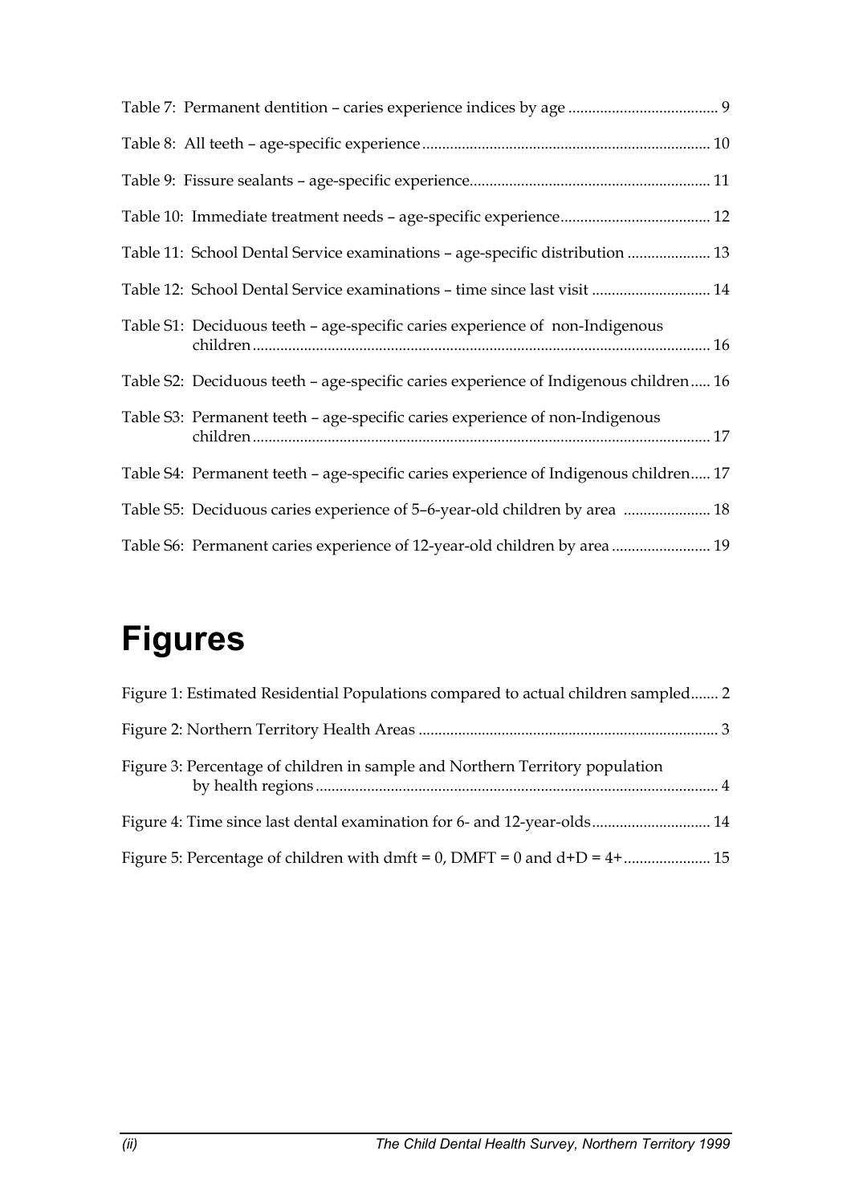Table 7: Permanent dentition – caries experience indices by age ...................................... 9

Table 8: All teeth – age-specific experience ........................................................................ 10

Table 9: Fissure sealants – age-specific experience............................................................ 11

Table 10: Immediate treatment needs – age-specific experience...................................... 12

Table 11: School Dental Service examinations – age-specific distribution ..................... 13

Table 12: School Dental Service examinations – time since last visit .............................. 14

Table S1: Deciduous teeth – age-specific caries experience of non-Indigenous children .................................................................................................................. 16

Table S2: Deciduous teeth – age-specific caries experience of Indigenous children..... 16

Table S3: Permanent teeth – age-specific caries experience of non-Indigenous children .................................................................................................................. 17

Table S4: Permanent teeth – age-specific caries experience of Indigenous children..... 17

Table S5: Deciduous caries experience of 5–6-year-old children by area ...................... 18

Table S6: Permanent caries experience of 12-year-old children by area ......................... 19

# Figures

Figure 1: Estimated Residential Populations compared to actual children sampled....... 2

Figure 2: Northern Territory Health Areas ........................................................................... 3

Figure 3: Percentage of children in sample and Northern Territory population by health regions ..................................................................................................... 4

Figure 4: Time since last dental examination for 6- and 12-year-olds.............................. 14

Figure 5: Percentage of children with dmft = 0, DMFT = 0 and d+D = 4+...................... 15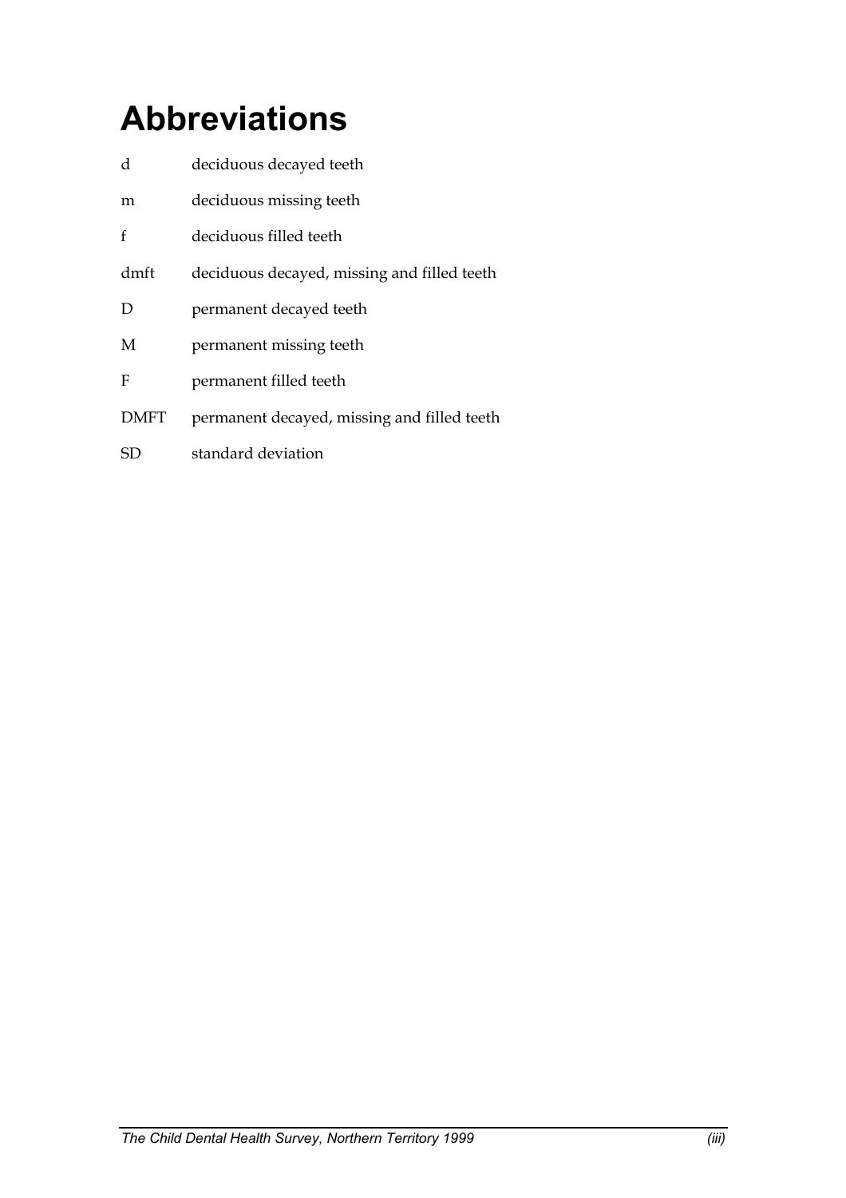# Abbreviations

| | |
|---|---|
| d | deciduous decayed teeth |
| m | deciduous missing teeth |
| f | deciduous filled teeth |
| dmft | deciduous decayed, missing and filled teeth |
| D | permanent decayed teeth |
| M | permanent missing teeth |
| F | permanent filled teeth |
| DMFT | permanent decayed, missing and filled teeth |
| SD | standard deviation |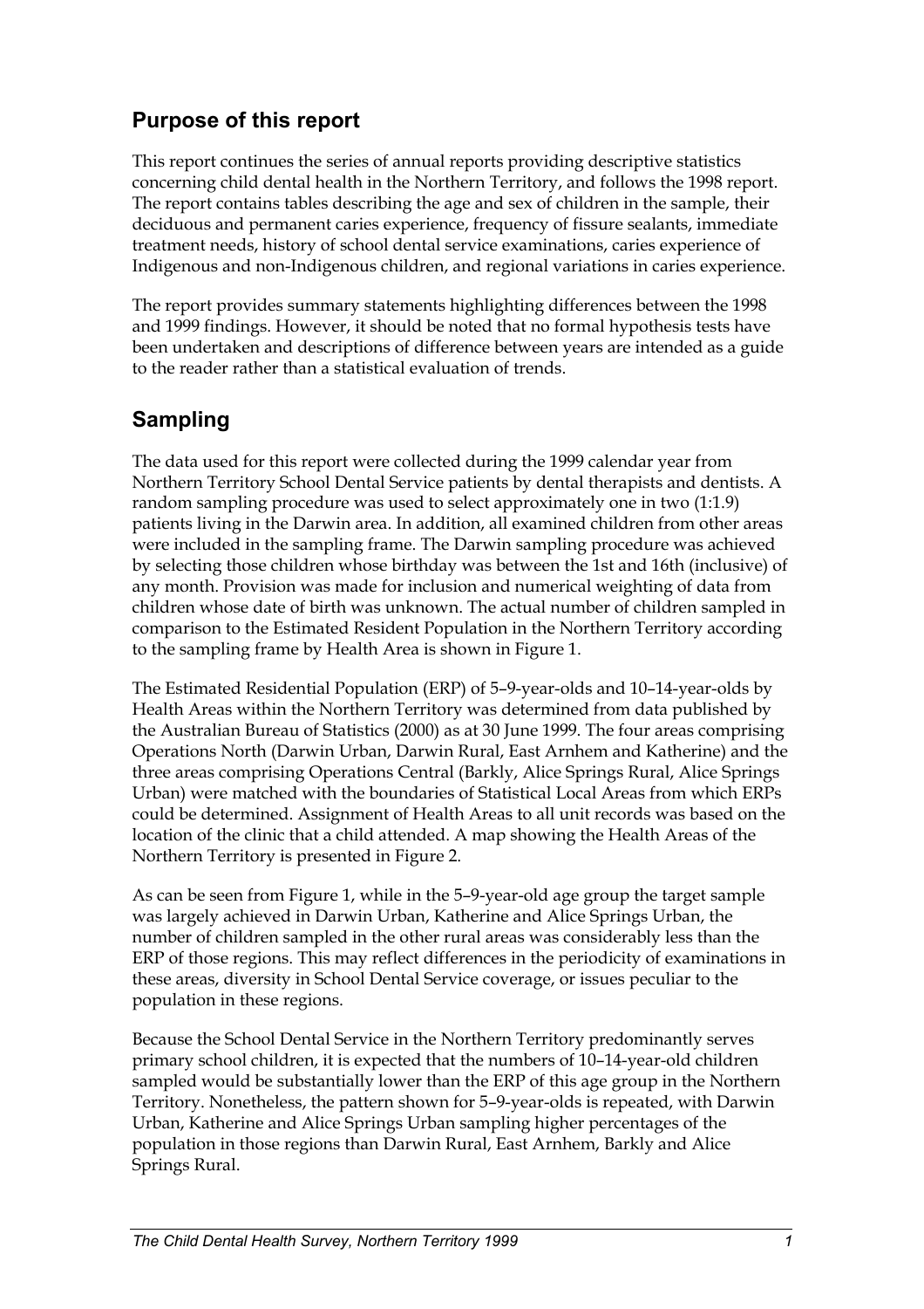## Purpose of this report

This report continues the series of annual reports providing descriptive statistics concerning child dental health in the Northern Territory, and follows the 1998 report. The report contains tables describing the age and sex of children in the sample, their deciduous and permanent caries experience, frequency of fissure sealants, immediate treatment needs, history of school dental service examinations, caries experience of Indigenous and non-Indigenous children, and regional variations in caries experience.

The report provides summary statements highlighting differences between the 1998 and 1999 findings. However, it should be noted that no formal hypothesis tests have been undertaken and descriptions of difference between years are intended as a guide to the reader rather than a statistical evaluation of trends.

## Sampling

The data used for this report were collected during the 1999 calendar year from Northern Territory School Dental Service patients by dental therapists and dentists. A random sampling procedure was used to select approximately one in two (1:1.9) patients living in the Darwin area. In addition, all examined children from other areas were included in the sampling frame. The Darwin sampling procedure was achieved by selecting those children whose birthday was between the 1st and 16th (inclusive) of any month. Provision was made for inclusion and numerical weighting of data from children whose date of birth was unknown. The actual number of children sampled in comparison to the Estimated Resident Population in the Northern Territory according to the sampling frame by Health Area is shown in Figure 1.

The Estimated Residential Population (ERP) of 5–9-year-olds and 10–14-year-olds by Health Areas within the Northern Territory was determined from data published by the Australian Bureau of Statistics (2000) as at 30 June 1999. The four areas comprising Operations North (Darwin Urban, Darwin Rural, East Arnhem and Katherine) and the three areas comprising Operations Central (Barkly, Alice Springs Rural, Alice Springs Urban) were matched with the boundaries of Statistical Local Areas from which ERPs could be determined. Assignment of Health Areas to all unit records was based on the location of the clinic that a child attended. A map showing the Health Areas of the Northern Territory is presented in Figure 2.

As can be seen from Figure 1, while in the 5–9-year-old age group the target sample was largely achieved in Darwin Urban, Katherine and Alice Springs Urban, the number of children sampled in the other rural areas was considerably less than the ERP of those regions. This may reflect differences in the periodicity of examinations in these areas, diversity in School Dental Service coverage, or issues peculiar to the population in these regions.

Because the School Dental Service in the Northern Territory predominantly serves primary school children, it is expected that the numbers of 10–14-year-old children sampled would be substantially lower than the ERP of this age group in the Northern Territory. Nonetheless, the pattern shown for 5–9-year-olds is repeated, with Darwin Urban, Katherine and Alice Springs Urban sampling higher percentages of the population in those regions than Darwin Rural, East Arnhem, Barkly and Alice Springs Rural.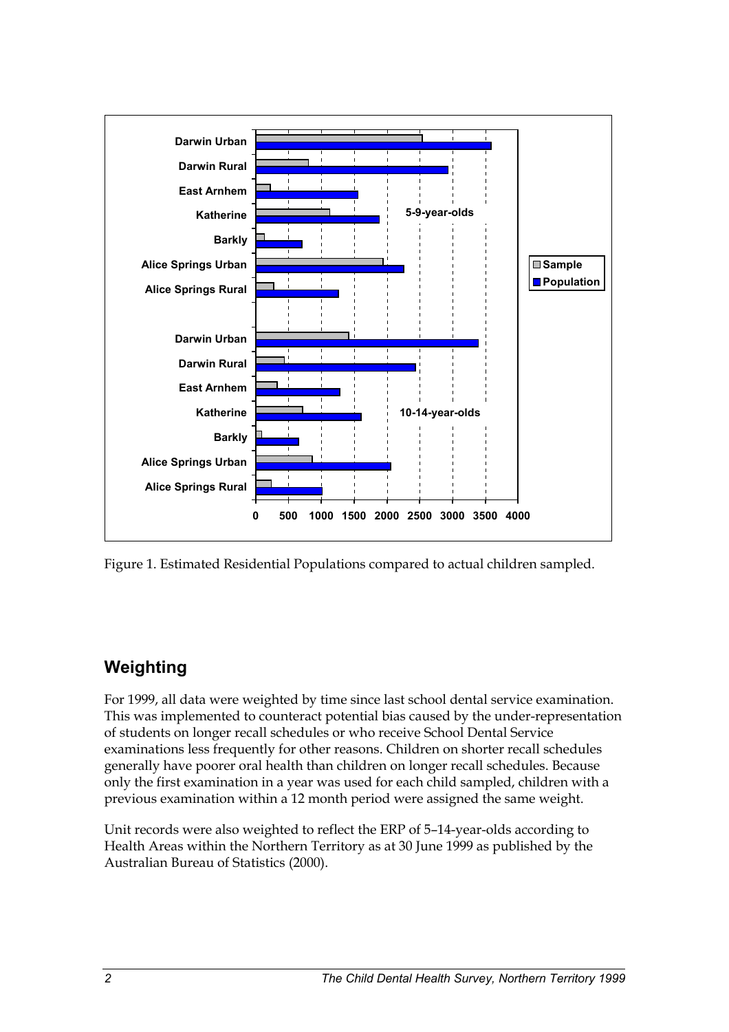Figure 1. Estimated Residential Populations compared to actual children sampled.

## Weighting

For 1999, all data were weighted by time since last school dental service examination. This was implemented to counteract potential bias caused by the under-representation of students on longer recall schedules or who receive School Dental Service examinations less frequently for other reasons. Children on shorter recall schedules generally have poorer oral health than children on longer recall schedules. Because only the first examination in a year was used for each child sampled, children with a previous examination within a 12 month period were assigned the same weight.

Unit records were also weighted to reflect the ERP of 5–14-year-olds according to Health Areas within the Northern Territory as at 30 June 1999 as published by the Australian Bureau of Statistics (2000).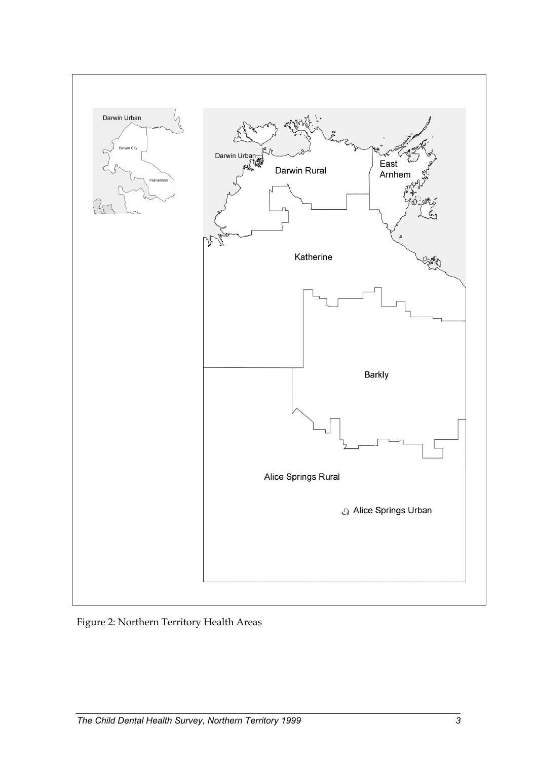Figure 2: Northern Territory Health Areas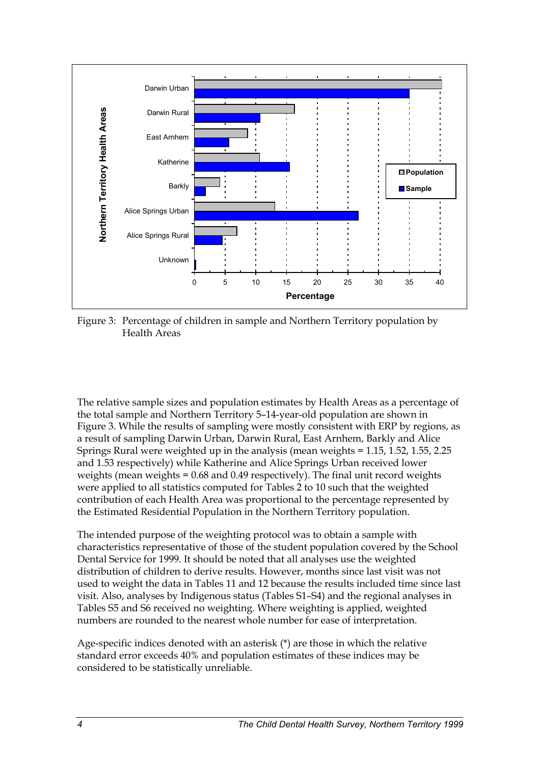Figure 3: Percentage of children in sample and Northern Territory population by Health Areas

The relative sample sizes and population estimates by Health Areas as a percentage of the total sample and Northern Territory 5–14-year-old population are shown in Figure 3. While the results of sampling were mostly consistent with ERP by regions, as a result of sampling Darwin Urban, Darwin Rural, East Arnhem, Barkly and Alice Springs Rural were weighted up in the analysis (mean weights = 1.15, 1.52, 1.55, 2.25 and 1.53 respectively) while Katherine and Alice Springs Urban received lower weights (mean weights = 0.68 and 0.49 respectively). The final unit record weights were applied to all statistics computed for Tables 2 to 10 such that the weighted contribution of each Health Area was proportional to the percentage represented by the Estimated Residential Population in the Northern Territory population.

The intended purpose of the weighting protocol was to obtain a sample with characteristics representative of those of the student population covered by the School Dental Service for 1999. It should be noted that all analyses use the weighted distribution of children to derive results. However, months since last visit was not used to weight the data in Tables 11 and 12 because the results included time since last visit. Also, analyses by Indigenous status (Tables S1–S4) and the regional analyses in Tables S5 and S6 received no weighting. Where weighting is applied, weighted numbers are rounded to the nearest whole number for ease of interpretation.

Age-specific indices denoted with an asterisk (*) are those in which the relative standard error exceeds 40% and population estimates of these indices may be considered to be statistically unreliable.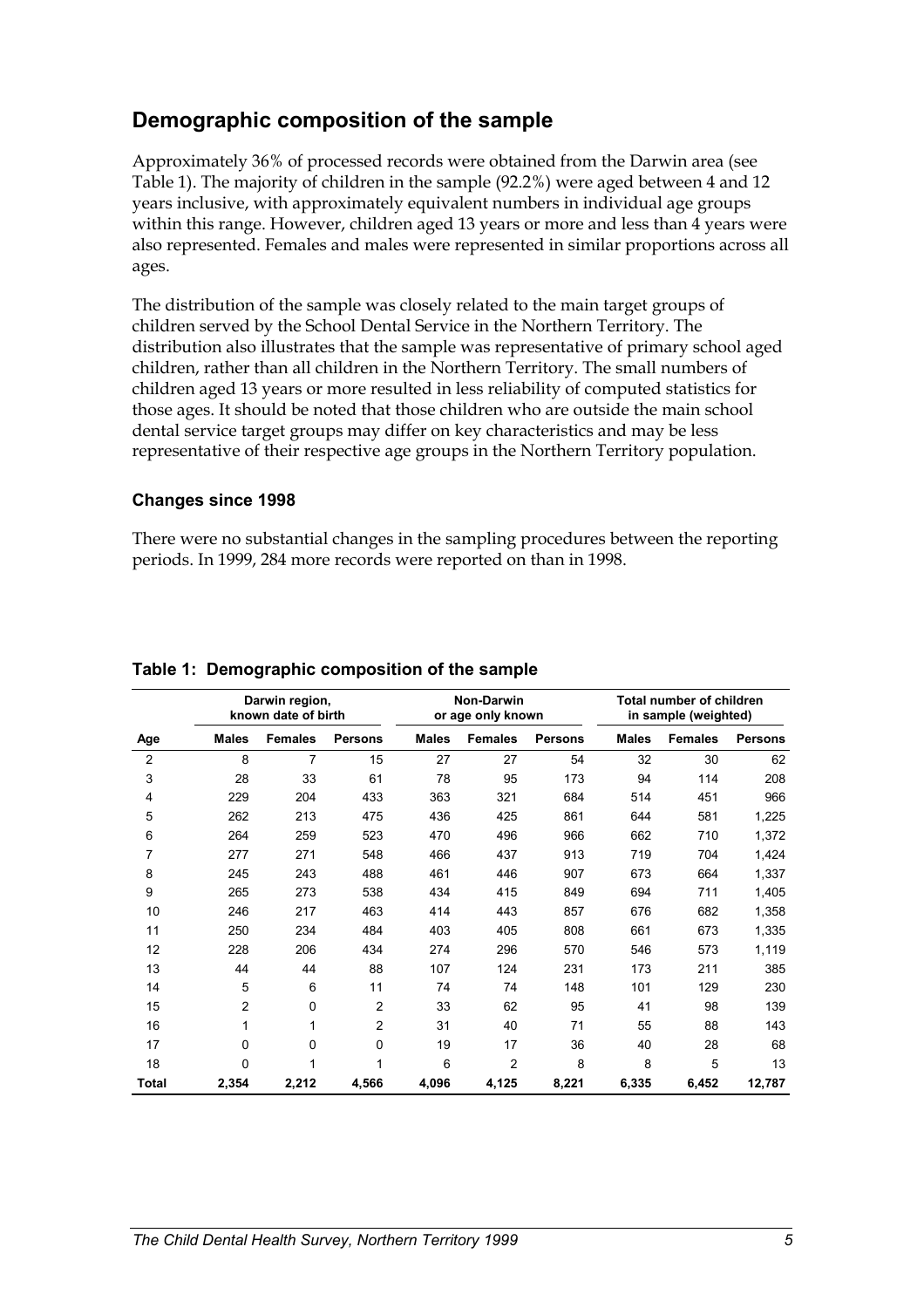## Demographic composition of the sample

Approximately 36% of processed records were obtained from the Darwin area (see Table 1). The majority of children in the sample (92.2%) were aged between 4 and 12 years inclusive, with approximately equivalent numbers in individual age groups within this range. However, children aged 13 years or more and less than 4 years were also represented. Females and males were represented in similar proportions across all ages.

The distribution of the sample was closely related to the main target groups of children served by the School Dental Service in the Northern Territory. The distribution also illustrates that the sample was representative of primary school aged children, rather than all children in the Northern Territory. The small numbers of children aged 13 years or more resulted in less reliability of computed statistics for those ages. It should be noted that those children who are outside the main school dental service target groups may differ on key characteristics and may be less representative of their respective age groups in the Northern Territory population.

### Changes since 1998

There were no substantial changes in the sampling procedures between the reporting periods. In 1999, 284 more records were reported on than in 1998.

**Table 1: Demographic composition of the sample**

| | Darwin region, known date of birth | | | Non-Darwin or age only known | | | Total number of children in sample (weighted) | | |
|---|---|---|---|---|---|---|---|---|---|
| **Age** | **Males** | **Females** | **Persons** | **Males** | **Females** | **Persons** | **Males** | **Females** | **Persons** |
| 2 | 8 | 7 | 15 | 27 | 27 | 54 | 32 | 30 | 62 |
| 3 | 28 | 33 | 61 | 78 | 95 | 173 | 94 | 114 | 208 |
| 4 | 229 | 204 | 433 | 363 | 321 | 684 | 514 | 451 | 966 |
| 5 | 262 | 213 | 475 | 436 | 425 | 861 | 644 | 581 | 1,225 |
| 6 | 264 | 259 | 523 | 470 | 496 | 966 | 662 | 710 | 1,372 |
| 7 | 277 | 271 | 548 | 466 | 437 | 913 | 719 | 704 | 1,424 |
| 8 | 245 | 243 | 488 | 461 | 446 | 907 | 673 | 664 | 1,337 |
| 9 | 265 | 273 | 538 | 434 | 415 | 849 | 694 | 711 | 1,405 |
| 10 | 246 | 217 | 463 | 414 | 443 | 857 | 676 | 682 | 1,358 |
| 11 | 250 | 234 | 484 | 403 | 405 | 808 | 661 | 673 | 1,335 |
| 12 | 228 | 206 | 434 | 274 | 296 | 570 | 546 | 573 | 1,119 |
| 13 | 44 | 44 | 88 | 107 | 124 | 231 | 173 | 211 | 385 |
| 14 | 5 | 6 | 11 | 74 | 74 | 148 | 101 | 129 | 230 |
| 15 | 2 | 0 | 2 | 33 | 62 | 95 | 41 | 98 | 139 |
| 16 | 1 | 1 | 2 | 31 | 40 | 71 | 55 | 88 | 143 |
| 17 | 0 | 0 | 0 | 19 | 17 | 36 | 40 | 28 | 68 |
| 18 | 0 | 1 | 1 | 6 | 2 | 8 | 8 | 5 | 13 |
| **Total** | **2,354** | **2,212** | **4,566** | **4,096** | **4,125** | **8,221** | **6,335** | **6,452** | **12,787** |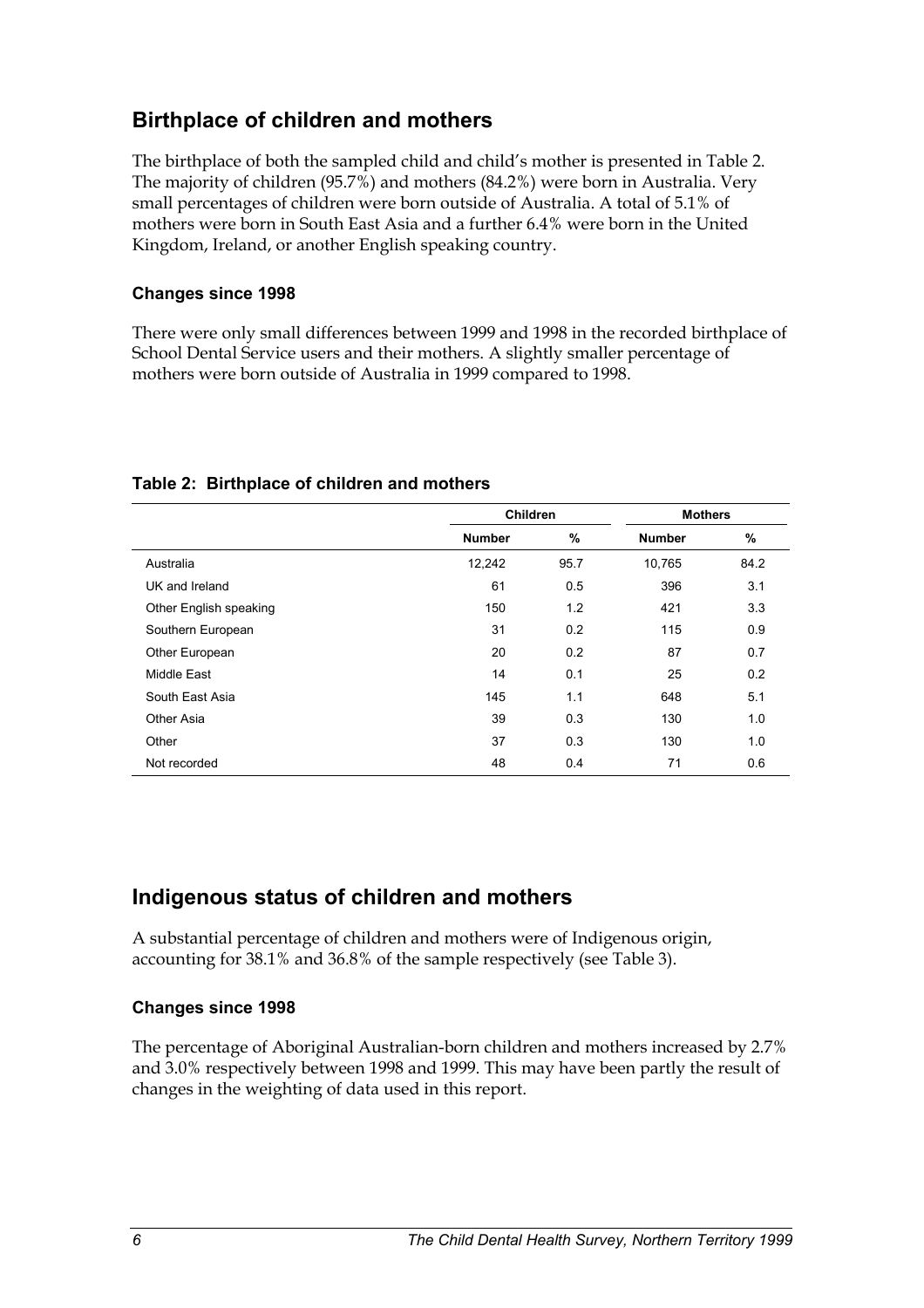## Birthplace of children and mothers

The birthplace of both the sampled child and child's mother is presented in Table 2. The majority of children (95.7%) and mothers (84.2%) were born in Australia. Very small percentages of children were born outside of Australia. A total of 5.1% of mothers were born in South East Asia and a further 6.4% were born in the United Kingdom, Ireland, or another English speaking country.

### Changes since 1998

There were only small differences between 1999 and 1998 in the recorded birthplace of School Dental Service users and their mothers. A slightly smaller percentage of mothers were born outside of Australia in 1999 compared to 1998.

**Table 2: Birthplace of children and mothers**

| | Children | | Mothers | |
|---|---|---|---|---|
| | Number | % | Number | % |
| Australia | 12,242 | 95.7 | 10,765 | 84.2 |
| UK and Ireland | 61 | 0.5 | 396 | 3.1 |
| Other English speaking | 150 | 1.2 | 421 | 3.3 |
| Southern European | 31 | 0.2 | 115 | 0.9 |
| Other European | 20 | 0.2 | 87 | 0.7 |
| Middle East | 14 | 0.1 | 25 | 0.2 |
| South East Asia | 145 | 1.1 | 648 | 5.1 |
| Other Asia | 39 | 0.3 | 130 | 1.0 |
| Other | 37 | 0.3 | 130 | 1.0 |
| Not recorded | 48 | 0.4 | 71 | 0.6 |

## Indigenous status of children and mothers

A substantial percentage of children and mothers were of Indigenous origin, accounting for 38.1% and 36.8% of the sample respectively (see Table 3).

### Changes since 1998

The percentage of Aboriginal Australian-born children and mothers increased by 2.7% and 3.0% respectively between 1998 and 1999. This may have been partly the result of changes in the weighting of data used in this report.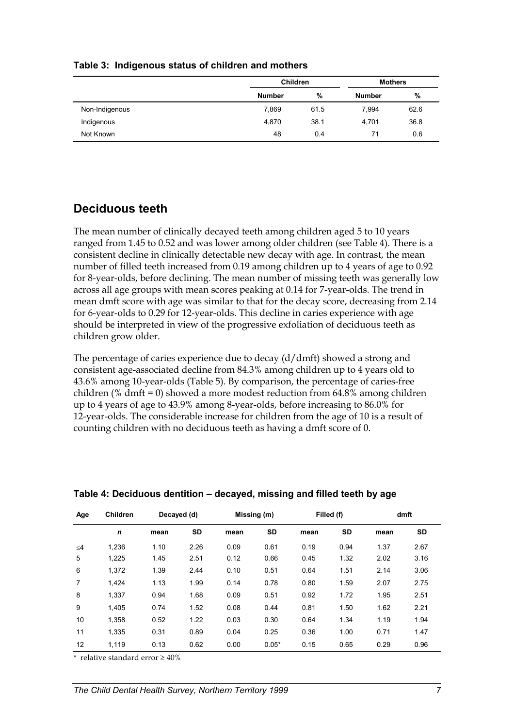**Table 3: Indigenous status of children and mothers**

| | Children | | Mothers | |
|---|---|---|---|---|
| | Number | % | Number | % |
| Non-Indigenous | 7,869 | 61.5 | 7,994 | 62.6 |
| Indigenous | 4,870 | 38.1 | 4,701 | 36.8 |
| Not Known | 48 | 0.4 | 71 | 0.6 |

## Deciduous teeth

The mean number of clinically decayed teeth among children aged 5 to 10 years ranged from 1.45 to 0.52 and was lower among older children (see Table 4). There is a consistent decline in clinically detectable new decay with age. In contrast, the mean number of filled teeth increased from 0.19 among children up to 4 years of age to 0.92 for 8-year-olds, before declining. The mean number of missing teeth was generally low across all age groups with mean scores peaking at 0.14 for 7-year-olds. The trend in mean dmft score with age was similar to that for the decay score, decreasing from 2.14 for 6-year-olds to 0.29 for 12-year-olds. This decline in caries experience with age should be interpreted in view of the progressive exfoliation of deciduous teeth as children grow older.

The percentage of caries experience due to decay (d/dmft) showed a strong and consistent age-associated decline from 84.3% among children up to 4 years old to 43.6% among 10-year-olds (Table 5). By comparison, the percentage of caries-free children (% dmft = 0) showed a more modest reduction from 64.8% among children up to 4 years of age to 43.9% among 8-year-olds, before increasing to 86.0% for 12-year-olds. The considerable increase for children from the age of 10 is a result of counting children with no deciduous teeth as having a dmft score of 0.

**Table 4: Deciduous dentition – decayed, missing and filled teeth by age**

| Age | Children | Decayed (d) | | Missing (m) | | Filled (f) | | dmft | |
|---|---|---|---|---|---|---|---|---|---|
| | *n* | mean | SD | mean | SD | mean | SD | mean | SD |
| ≤4 | 1,236 | 1.10 | 2.26 | 0.09 | 0.61 | 0.19 | 0.94 | 1.37 | 2.67 |
| 5 | 1,225 | 1.45 | 2.51 | 0.12 | 0.66 | 0.45 | 1.32 | 2.02 | 3.16 |
| 6 | 1,372 | 1.39 | 2.44 | 0.10 | 0.51 | 0.64 | 1.51 | 2.14 | 3.06 |
| 7 | 1,424 | 1.13 | 1.99 | 0.14 | 0.78 | 0.80 | 1.59 | 2.07 | 2.75 |
| 8 | 1,337 | 0.94 | 1.68 | 0.09 | 0.51 | 0.92 | 1.72 | 1.95 | 2.51 |
| 9 | 1,405 | 0.74 | 1.52 | 0.08 | 0.44 | 0.81 | 1.50 | 1.62 | 2.21 |
| 10 | 1,358 | 0.52 | 1.22 | 0.03 | 0.30 | 0.64 | 1.34 | 1.19 | 1.94 |
| 11 | 1,335 | 0.31 | 0.89 | 0.04 | 0.25 | 0.36 | 1.00 | 0.71 | 1.47 |
| 12 | 1,119 | 0.13 | 0.62 | 0.00 | 0.05* | 0.15 | 0.65 | 0.29 | 0.96 |

\* relative standard error ≥ 40%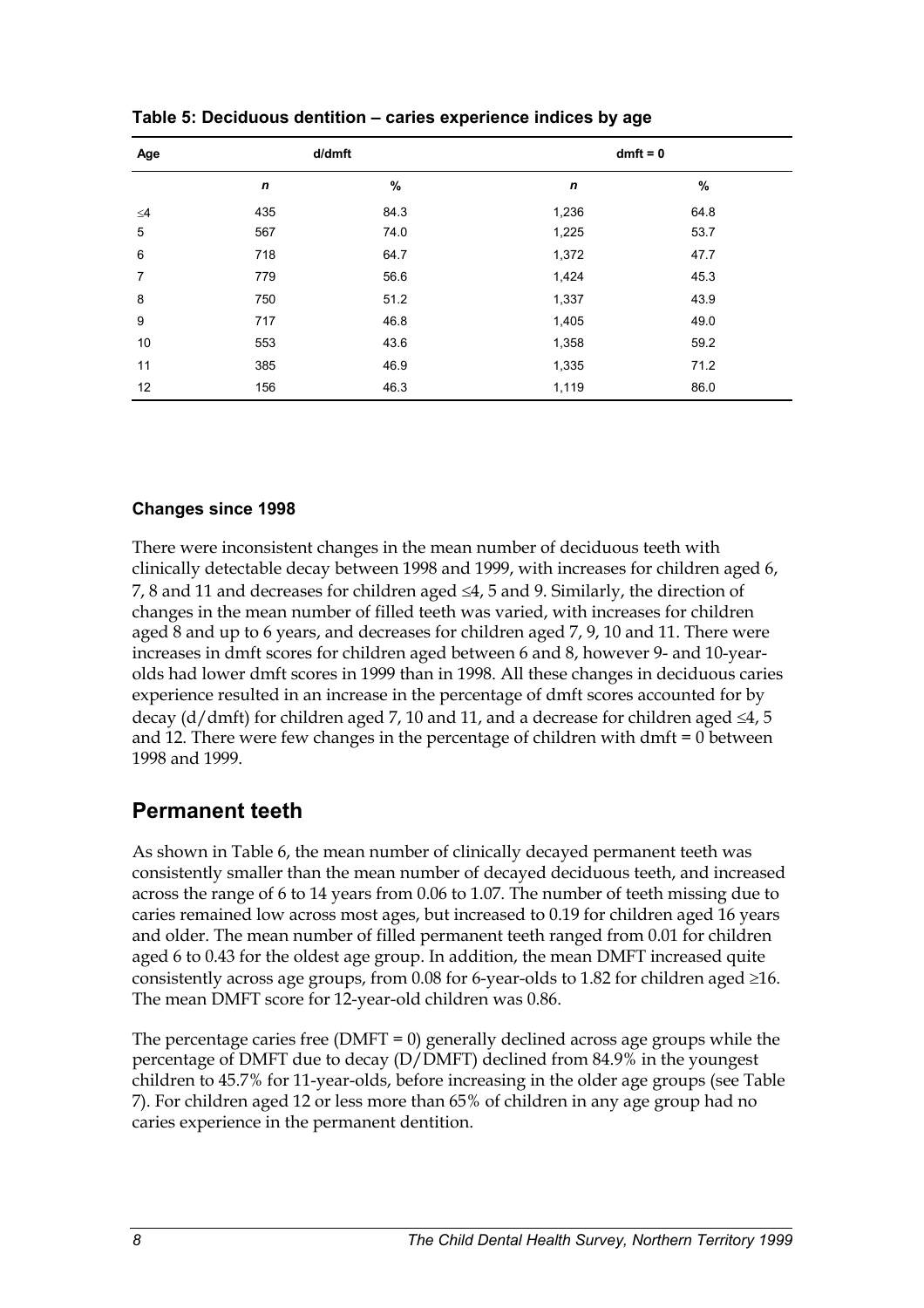**Table 5: Deciduous dentition – caries experience indices by age**

| Age | d/dmft | | dmft = 0 | |
|---|---|---|---|---|
| | *n* | % | *n* | % |
| ≤4 | 435 | 84.3 | 1,236 | 64.8 |
| 5 | 567 | 74.0 | 1,225 | 53.7 |
| 6 | 718 | 64.7 | 1,372 | 47.7 |
| 7 | 779 | 56.6 | 1,424 | 45.3 |
| 8 | 750 | 51.2 | 1,337 | 43.9 |
| 9 | 717 | 46.8 | 1,405 | 49.0 |
| 10 | 553 | 43.6 | 1,358 | 59.2 |
| 11 | 385 | 46.9 | 1,335 | 71.2 |
| 12 | 156 | 46.3 | 1,119 | 86.0 |

### Changes since 1998

There were inconsistent changes in the mean number of deciduous teeth with clinically detectable decay between 1998 and 1999, with increases for children aged 6, 7, 8 and 11 and decreases for children aged ≤4, 5 and 9. Similarly, the direction of changes in the mean number of filled teeth was varied, with increases for children aged 8 and up to 6 years, and decreases for children aged 7, 9, 10 and 11. There were increases in dmft scores for children aged between 6 and 8, however 9- and 10-year-olds had lower dmft scores in 1999 than in 1998. All these changes in deciduous caries experience resulted in an increase in the percentage of dmft scores accounted for by decay (d/dmft) for children aged 7, 10 and 11, and a decrease for children aged ≤4, 5 and 12. There were few changes in the percentage of children with dmft = 0 between 1998 and 1999.

## Permanent teeth

As shown in Table 6, the mean number of clinically decayed permanent teeth was consistently smaller than the mean number of decayed deciduous teeth, and increased across the range of 6 to 14 years from 0.06 to 1.07. The number of teeth missing due to caries remained low across most ages, but increased to 0.19 for children aged 16 years and older. The mean number of filled permanent teeth ranged from 0.01 for children aged 6 to 0.43 for the oldest age group. In addition, the mean DMFT increased quite consistently across age groups, from 0.08 for 6-year-olds to 1.82 for children aged ≥16. The mean DMFT score for 12-year-old children was 0.86.

The percentage caries free (DMFT = 0) generally declined across age groups while the percentage of DMFT due to decay (D/DMFT) declined from 84.9% in the youngest children to 45.7% for 11-year-olds, before increasing in the older age groups (see Table 7). For children aged 12 or less more than 65% of children in any age group had no caries experience in the permanent dentition.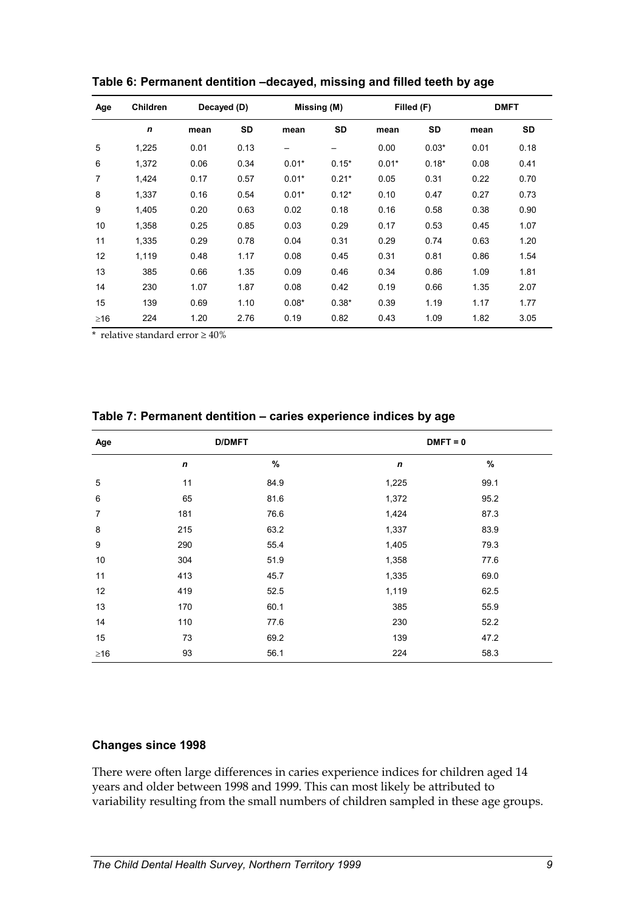**Table 6: Permanent dentition –decayed, missing and filled teeth by age**

| Age | Children | Decayed (D) | | Missing (M) | | Filled (F) | | DMFT | |
|---|---|---|---|---|---|---|---|---|---|
| | *n* | mean | SD | mean | SD | mean | SD | mean | SD |
| 5 | 1,225 | 0.01 | 0.13 | – | – | 0.00 | 0.03* | 0.01 | 0.18 |
| 6 | 1,372 | 0.06 | 0.34 | 0.01* | 0.15* | 0.01* | 0.18* | 0.08 | 0.41 |
| 7 | 1,424 | 0.17 | 0.57 | 0.01* | 0.21* | 0.05 | 0.31 | 0.22 | 0.70 |
| 8 | 1,337 | 0.16 | 0.54 | 0.01* | 0.12* | 0.10 | 0.47 | 0.27 | 0.73 |
| 9 | 1,405 | 0.20 | 0.63 | 0.02 | 0.18 | 0.16 | 0.58 | 0.38 | 0.90 |
| 10 | 1,358 | 0.25 | 0.85 | 0.03 | 0.29 | 0.17 | 0.53 | 0.45 | 1.07 |
| 11 | 1,335 | 0.29 | 0.78 | 0.04 | 0.31 | 0.29 | 0.74 | 0.63 | 1.20 |
| 12 | 1,119 | 0.48 | 1.17 | 0.08 | 0.45 | 0.31 | 0.81 | 0.86 | 1.54 |
| 13 | 385 | 0.66 | 1.35 | 0.09 | 0.46 | 0.34 | 0.86 | 1.09 | 1.81 |
| 14 | 230 | 1.07 | 1.87 | 0.08 | 0.42 | 0.19 | 0.66 | 1.35 | 2.07 |
| 15 | 139 | 0.69 | 1.10 | 0.08* | 0.38* | 0.39 | 1.19 | 1.17 | 1.77 |
| ≥16 | 224 | 1.20 | 2.76 | 0.19 | 0.82 | 0.43 | 1.09 | 1.82 | 3.05 |

\* relative standard error ≥ 40%

**Table 7: Permanent dentition – caries experience indices by age**

| Age | D/DMFT | | DMFT = 0 | |
|---|---|---|---|---|
| | *n* | % | *n* | % |
| 5 | 11 | 84.9 | 1,225 | 99.1 |
| 6 | 65 | 81.6 | 1,372 | 95.2 |
| 7 | 181 | 76.6 | 1,424 | 87.3 |
| 8 | 215 | 63.2 | 1,337 | 83.9 |
| 9 | 290 | 55.4 | 1,405 | 79.3 |
| 10 | 304 | 51.9 | 1,358 | 77.6 |
| 11 | 413 | 45.7 | 1,335 | 69.0 |
| 12 | 419 | 52.5 | 1,119 | 62.5 |
| 13 | 170 | 60.1 | 385 | 55.9 |
| 14 | 110 | 77.6 | 230 | 52.2 |
| 15 | 73 | 69.2 | 139 | 47.2 |
| ≥16 | 93 | 56.1 | 224 | 58.3 |

### Changes since 1998

There were often large differences in caries experience indices for children aged 14 years and older between 1998 and 1999. This can most likely be attributed to variability resulting from the small numbers of children sampled in these age groups.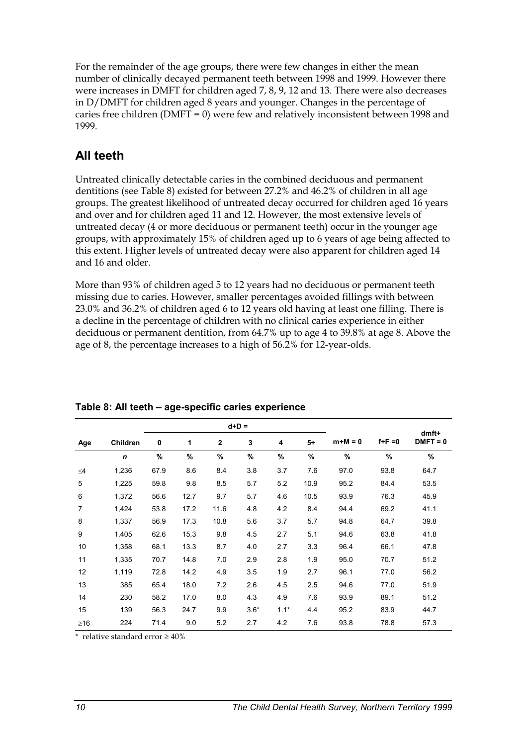For the remainder of the age groups, there were few changes in either the mean number of clinically decayed permanent teeth between 1998 and 1999. However there were increases in DMFT for children aged 7, 8, 9, 12 and 13. There were also decreases in D/DMFT for children aged 8 years and younger. Changes in the percentage of caries free children (DMFT = 0) were few and relatively inconsistent between 1998 and 1999.

## All teeth

Untreated clinically detectable caries in the combined deciduous and permanent dentitions (see Table 8) existed for between 27.2% and 46.2% of children in all age groups. The greatest likelihood of untreated decay occurred for children aged 16 years and over and for children aged 11 and 12. However, the most extensive levels of untreated decay (4 or more deciduous or permanent teeth) occur in the younger age groups, with approximately 15% of children aged up to 6 years of age being affected to this extent. Higher levels of untreated decay were also apparent for children aged 14 and 16 and older.

More than 93% of children aged 5 to 12 years had no deciduous or permanent teeth missing due to caries. However, smaller percentages avoided fillings with between 23.0% and 36.2% of children aged 6 to 12 years old having at least one filling. There is a decline in the percentage of children with no clinical caries experience in either deciduous or permanent dentition, from 64.7% up to age 4 to 39.8% at age 8. Above the age of 8, the percentage increases to a high of 56.2% for 12-year-olds.

**Table 8: All teeth – age-specific caries experience**

| | | d+D = | | | | | | | | |
|---|---|---|---|---|---|---|---|---|---|---|
| **Age** | **Children** | **0** | **1** | **2** | **3** | **4** | **5+** | **m+M = 0** | **f+F =0** | **dmft+ DMFT = 0** |
| | *n* | % | % | % | % | % | % | % | % | % |
| ≤4 | 1,236 | 67.9 | 8.6 | 8.4 | 3.8 | 3.7 | 7.6 | 97.0 | 93.8 | 64.7 |
| 5 | 1,225 | 59.8 | 9.8 | 8.5 | 5.7 | 5.2 | 10.9 | 95.2 | 84.4 | 53.5 |
| 6 | 1,372 | 56.6 | 12.7 | 9.7 | 5.7 | 4.6 | 10.5 | 93.9 | 76.3 | 45.9 |
| 7 | 1,424 | 53.8 | 17.2 | 11.6 | 4.8 | 4.2 | 8.4 | 94.4 | 69.2 | 41.1 |
| 8 | 1,337 | 56.9 | 17.3 | 10.8 | 5.6 | 3.7 | 5.7 | 94.8 | 64.7 | 39.8 |
| 9 | 1,405 | 62.6 | 15.3 | 9.8 | 4.5 | 2.7 | 5.1 | 94.6 | 63.8 | 41.8 |
| 10 | 1,358 | 68.1 | 13.3 | 8.7 | 4.0 | 2.7 | 3.3 | 96.4 | 66.1 | 47.8 |
| 11 | 1,335 | 70.7 | 14.8 | 7.0 | 2.9 | 2.8 | 1.9 | 95.0 | 70.7 | 51.2 |
| 12 | 1,119 | 72.8 | 14.2 | 4.9 | 3.5 | 1.9 | 2.7 | 96.1 | 77.0 | 56.2 |
| 13 | 385 | 65.4 | 18.0 | 7.2 | 2.6 | 4.5 | 2.5 | 94.6 | 77.0 | 51.9 |
| 14 | 230 | 58.2 | 17.0 | 8.0 | 4.3 | 4.9 | 7.6 | 93.9 | 89.1 | 51.2 |
| 15 | 139 | 56.3 | 24.7 | 9.9 | 3.6* | 1.1* | 4.4 | 95.2 | 83.9 | 44.7 |
| ≥16 | 224 | 71.4 | 9.0 | 5.2 | 2.7 | 4.2 | 7.6 | 93.8 | 78.8 | 57.3 |

\* relative standard error ≥ 40%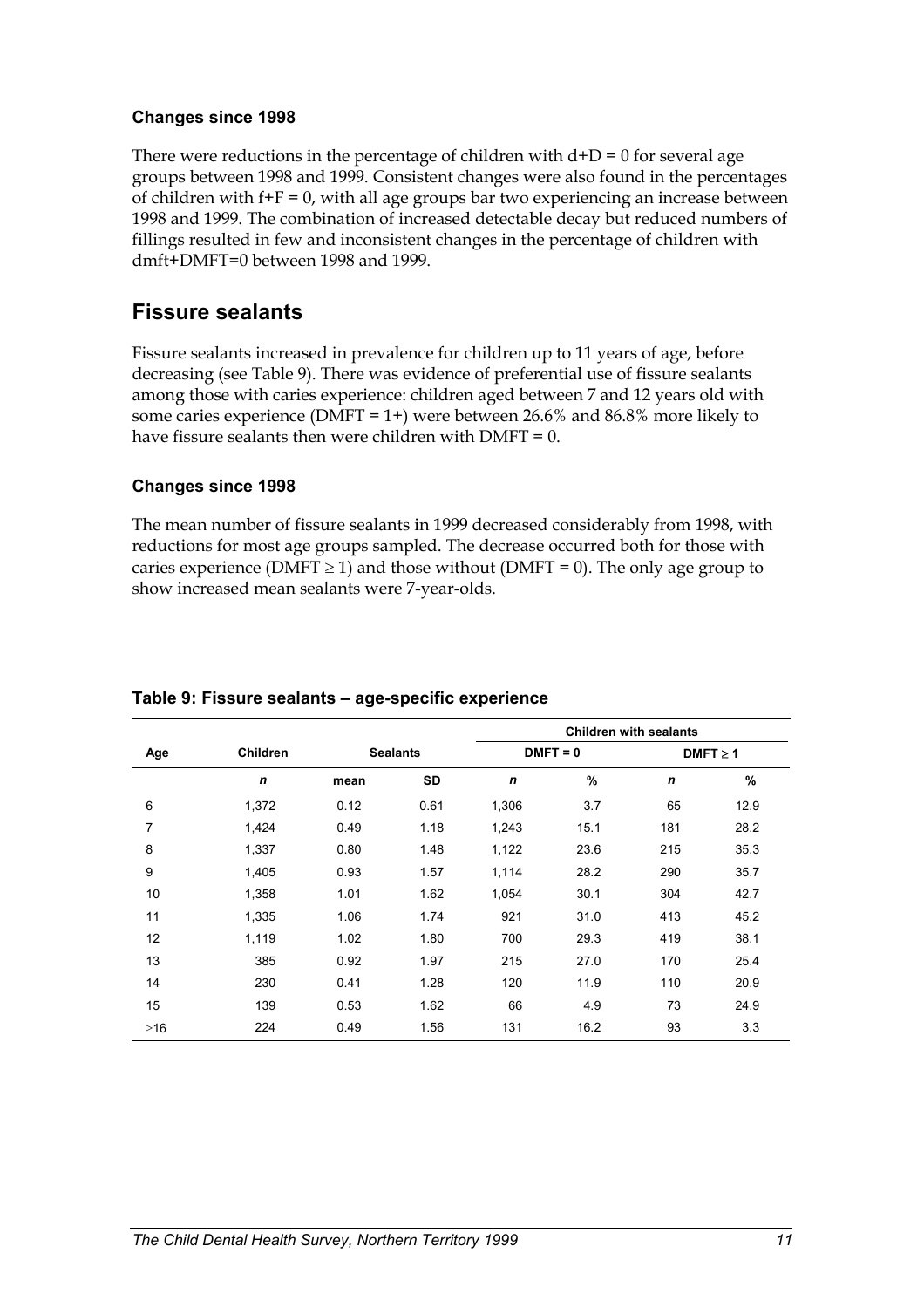### Changes since 1998

There were reductions in the percentage of children with d+D = 0 for several age groups between 1998 and 1999. Consistent changes were also found in the percentages of children with f+F = 0, with all age groups bar two experiencing an increase between 1998 and 1999. The combination of increased detectable decay but reduced numbers of fillings resulted in few and inconsistent changes in the percentage of children with dmft+DMFT=0 between 1998 and 1999.

## Fissure sealants

Fissure sealants increased in prevalence for children up to 11 years of age, before decreasing (see Table 9). There was evidence of preferential use of fissure sealants among those with caries experience: children aged between 7 and 12 years old with some caries experience (DMFT = 1+) were between 26.6% and 86.8% more likely to have fissure sealants then were children with DMFT = 0.

### Changes since 1998

The mean number of fissure sealants in 1999 decreased considerably from 1998, with reductions for most age groups sampled. The decrease occurred both for those with caries experience (DMFT ≥ 1) and those without (DMFT = 0). The only age group to show increased mean sealants were 7-year-olds.

**Table 9: Fissure sealants – age-specific experience**

| | | | | Children with sealants | | | |
|---|---|---|---|---|---|---|---|
| Age | Children | Sealants | | DMFT = 0 | | DMFT ≥ 1 | |
| | *n* | mean | SD | *n* | % | *n* | % |
| 6 | 1,372 | 0.12 | 0.61 | 1,306 | 3.7 | 65 | 12.9 |
| 7 | 1,424 | 0.49 | 1.18 | 1,243 | 15.1 | 181 | 28.2 |
| 8 | 1,337 | 0.80 | 1.48 | 1,122 | 23.6 | 215 | 35.3 |
| 9 | 1,405 | 0.93 | 1.57 | 1,114 | 28.2 | 290 | 35.7 |
| 10 | 1,358 | 1.01 | 1.62 | 1,054 | 30.1 | 304 | 42.7 |
| 11 | 1,335 | 1.06 | 1.74 | 921 | 31.0 | 413 | 45.2 |
| 12 | 1,119 | 1.02 | 1.80 | 700 | 29.3 | 419 | 38.1 |
| 13 | 385 | 0.92 | 1.97 | 215 | 27.0 | 170 | 25.4 |
| 14 | 230 | 0.41 | 1.28 | 120 | 11.9 | 110 | 20.9 |
| 15 | 139 | 0.53 | 1.62 | 66 | 4.9 | 73 | 24.9 |
| ≥16 | 224 | 0.49 | 1.56 | 131 | 16.2 | 93 | 3.3 |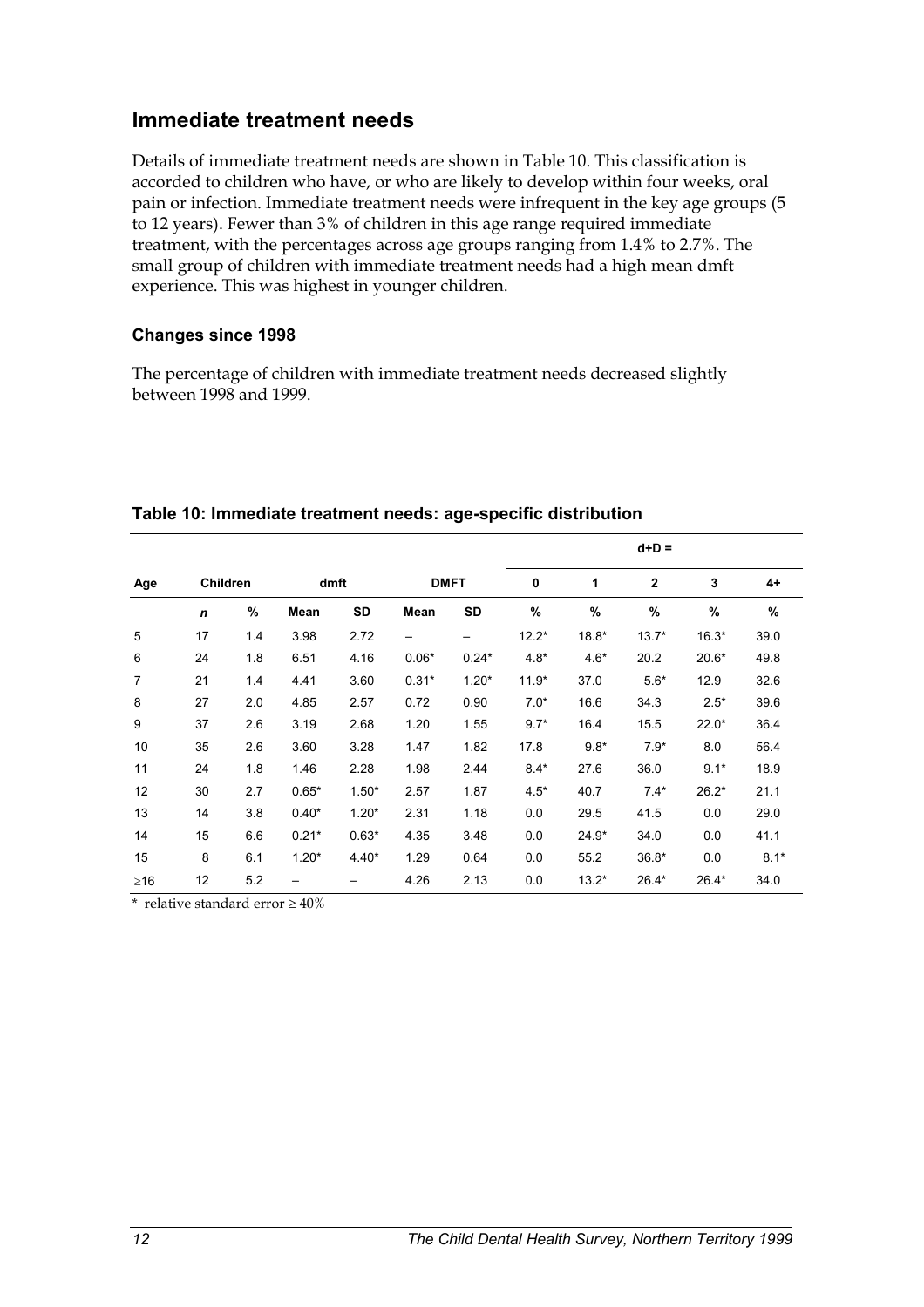## Immediate treatment needs

Details of immediate treatment needs are shown in Table 10. This classification is accorded to children who have, or who are likely to develop within four weeks, oral pain or infection. Immediate treatment needs were infrequent in the key age groups (5 to 12 years). Fewer than 3% of children in this age range required immediate treatment, with the percentages across age groups ranging from 1.4% to 2.7%. The small group of children with immediate treatment needs had a high mean dmft experience. This was highest in younger children.

### Changes since 1998

The percentage of children with immediate treatment needs decreased slightly between 1998 and 1999.

**Table 10: Immediate treatment needs: age-specific distribution**

| | | | | | | | d+D = | | | | |
|---|---|---|---|---|---|---|---|---|---|---|---|
| Age | Children | | dmft | | DMFT | | 0 | 1 | 2 | 3 | 4+ |
| | *n* | % | Mean | SD | Mean | SD | % | % | % | % | % |
| 5 | 17 | 1.4 | 3.98 | 2.72 | – | – | 12.2* | 18.8* | 13.7* | 16.3* | 39.0 |
| 6 | 24 | 1.8 | 6.51 | 4.16 | 0.06* | 0.24* | 4.8* | 4.6* | 20.2 | 20.6* | 49.8 |
| 7 | 21 | 1.4 | 4.41 | 3.60 | 0.31* | 1.20* | 11.9* | 37.0 | 5.6* | 12.9 | 32.6 |
| 8 | 27 | 2.0 | 4.85 | 2.57 | 0.72 | 0.90 | 7.0* | 16.6 | 34.3 | 2.5* | 39.6 |
| 9 | 37 | 2.6 | 3.19 | 2.68 | 1.20 | 1.55 | 9.7* | 16.4 | 15.5 | 22.0* | 36.4 |
| 10 | 35 | 2.6 | 3.60 | 3.28 | 1.47 | 1.82 | 17.8 | 9.8* | 7.9* | 8.0 | 56.4 |
| 11 | 24 | 1.8 | 1.46 | 2.28 | 1.98 | 2.44 | 8.4* | 27.6 | 36.0 | 9.1* | 18.9 |
| 12 | 30 | 2.7 | 0.65* | 1.50* | 2.57 | 1.87 | 4.5* | 40.7 | 7.4* | 26.2* | 21.1 |
| 13 | 14 | 3.8 | 0.40* | 1.20* | 2.31 | 1.18 | 0.0 | 29.5 | 41.5 | 0.0 | 29.0 |
| 14 | 15 | 6.6 | 0.21* | 0.63* | 4.35 | 3.48 | 0.0 | 24.9* | 34.0 | 0.0 | 41.1 |
| 15 | 8 | 6.1 | 1.20* | 4.40* | 1.29 | 0.64 | 0.0 | 55.2 | 36.8* | 0.0 | 8.1* |
| ≥16 | 12 | 5.2 | – | – | 4.26 | 2.13 | 0.0 | 13.2* | 26.4* | 26.4* | 34.0 |

\* relative standard error ≥ 40%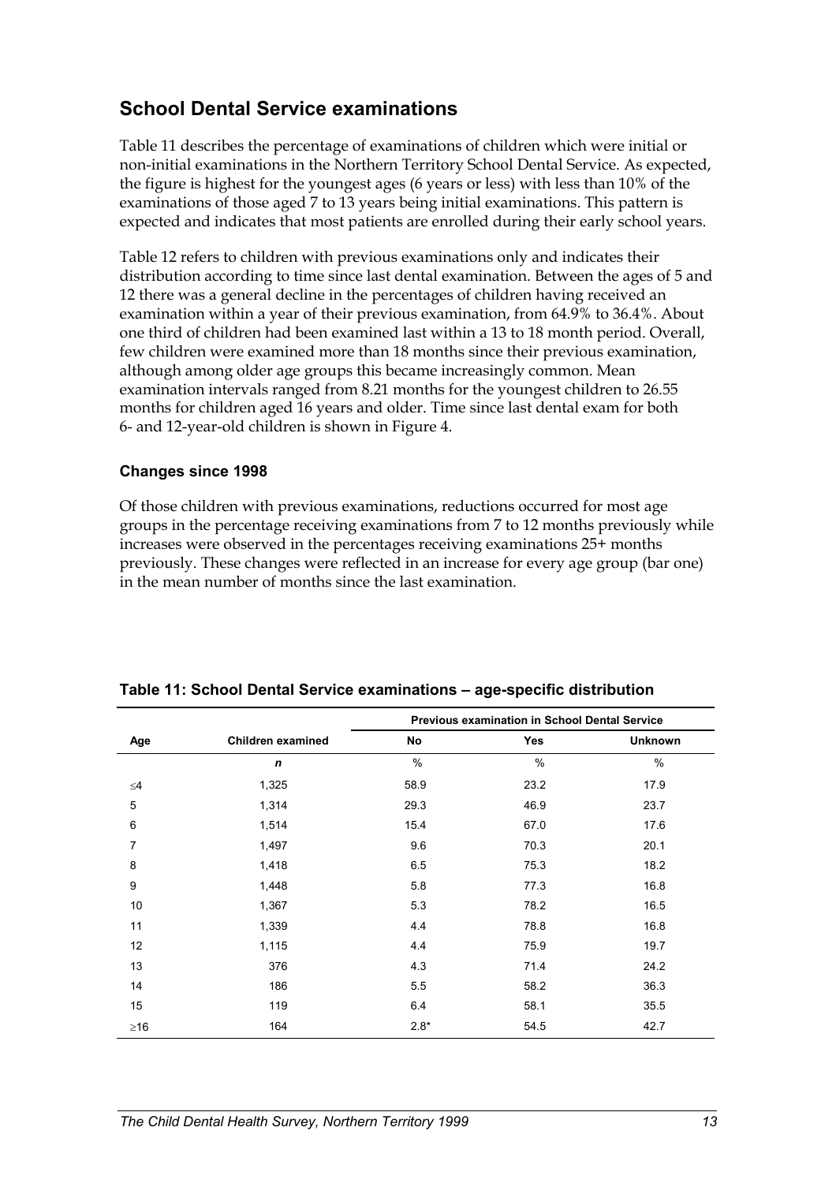## School Dental Service examinations

Table 11 describes the percentage of examinations of children which were initial or non-initial examinations in the Northern Territory School Dental Service. As expected, the figure is highest for the youngest ages (6 years or less) with less than 10% of the examinations of those aged 7 to 13 years being initial examinations. This pattern is expected and indicates that most patients are enrolled during their early school years.

Table 12 refers to children with previous examinations only and indicates their distribution according to time since last dental examination. Between the ages of 5 and 12 there was a general decline in the percentages of children having received an examination within a year of their previous examination, from 64.9% to 36.4%. About one third of children had been examined last within a 13 to 18 month period. Overall, few children were examined more than 18 months since their previous examination, although among older age groups this became increasingly common. Mean examination intervals ranged from 8.21 months for the youngest children to 26.55 months for children aged 16 years and older. Time since last dental exam for both 6- and 12-year-old children is shown in Figure 4.

### Changes since 1998

Of those children with previous examinations, reductions occurred for most age groups in the percentage receiving examinations from 7 to 12 months previously while increases were observed in the percentages receiving examinations 25+ months previously. These changes were reflected in an increase for every age group (bar one) in the mean number of months since the last examination.

**Table 11: School Dental Service examinations – age-specific distribution**

| | | Previous examination in School Dental Service | | |
|---|---|---|---|---|
| Age | Children examined | No | Yes | Unknown |
| | *n* | % | % | % |
| ≤4 | 1,325 | 58.9 | 23.2 | 17.9 |
| 5 | 1,314 | 29.3 | 46.9 | 23.7 |
| 6 | 1,514 | 15.4 | 67.0 | 17.6 |
| 7 | 1,497 | 9.6 | 70.3 | 20.1 |
| 8 | 1,418 | 6.5 | 75.3 | 18.2 |
| 9 | 1,448 | 5.8 | 77.3 | 16.8 |
| 10 | 1,367 | 5.3 | 78.2 | 16.5 |
| 11 | 1,339 | 4.4 | 78.8 | 16.8 |
| 12 | 1,115 | 4.4 | 75.9 | 19.7 |
| 13 | 376 | 4.3 | 71.4 | 24.2 |
| 14 | 186 | 5.5 | 58.2 | 36.3 |
| 15 | 119 | 6.4 | 58.1 | 35.5 |
| ≥16 | 164 | 2.8* | 54.5 | 42.7 |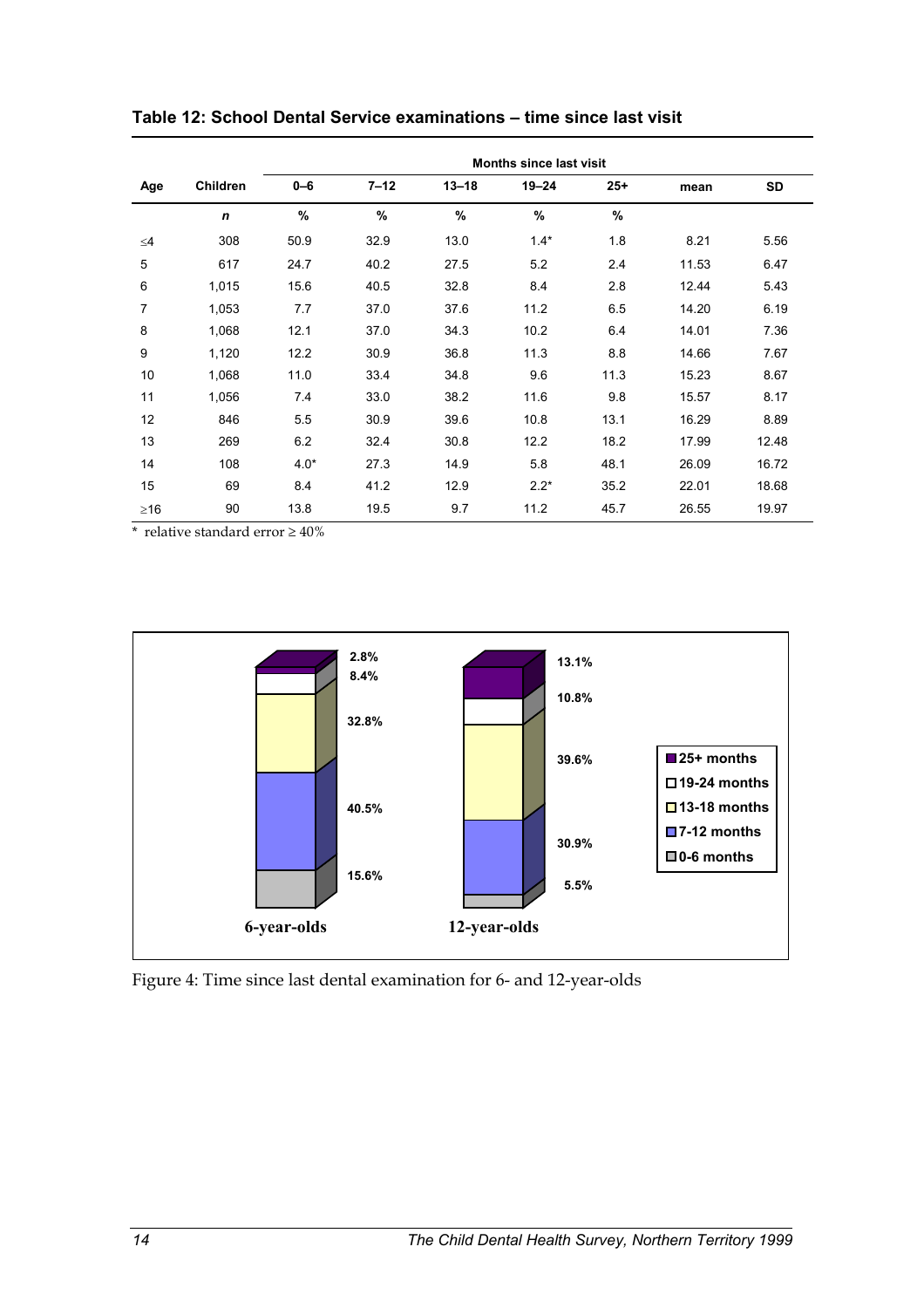**Table 12: School Dental Service examinations – time since last visit**

| Age | Children | Months since last visit | | | | | | |
|---|---|---|---|---|---|---|---|---|
| | | 0–6 | 7–12 | 13–18 | 19–24 | 25+ | mean | SD |
| | *n* | % | % | % | % | % | | |
| ≤4 | 308 | 50.9 | 32.9 | 13.0 | 1.4* | 1.8 | 8.21 | 5.56 |
| 5 | 617 | 24.7 | 40.2 | 27.5 | 5.2 | 2.4 | 11.53 | 6.47 |
| 6 | 1,015 | 15.6 | 40.5 | 32.8 | 8.4 | 2.8 | 12.44 | 5.43 |
| 7 | 1,053 | 7.7 | 37.0 | 37.6 | 11.2 | 6.5 | 14.20 | 6.19 |
| 8 | 1,068 | 12.1 | 37.0 | 34.3 | 10.2 | 6.4 | 14.01 | 7.36 |
| 9 | 1,120 | 12.2 | 30.9 | 36.8 | 11.3 | 8.8 | 14.66 | 7.67 |
| 10 | 1,068 | 11.0 | 33.4 | 34.8 | 9.6 | 11.3 | 15.23 | 8.67 |
| 11 | 1,056 | 7.4 | 33.0 | 38.2 | 11.6 | 9.8 | 15.57 | 8.17 |
| 12 | 846 | 5.5 | 30.9 | 39.6 | 10.8 | 13.1 | 16.29 | 8.89 |
| 13 | 269 | 6.2 | 32.4 | 30.8 | 12.2 | 18.2 | 17.99 | 12.48 |
| 14 | 108 | 4.0* | 27.3 | 14.9 | 5.8 | 48.1 | 26.09 | 16.72 |
| 15 | 69 | 8.4 | 41.2 | 12.9 | 2.2* | 35.2 | 22.01 | 18.68 |
| ≥16 | 90 | 13.8 | 19.5 | 9.7 | 11.2 | 45.7 | 26.55 | 19.97 |

\* relative standard error ≥ 40%

| Time since last examination | 6-year-olds | 12-year-olds |
|---|---|---|
| 25+ months | 2.8% | 13.1% |
| 19-24 months | 8.4% | 10.8% |
| 13-18 months | 32.8% | 39.6% |
| 7-12 months | 40.5% | 30.9% |
| 0-6 months | 15.6% | 5.5% |

Figure 4: Time since last dental examination for 6- and 12-year-olds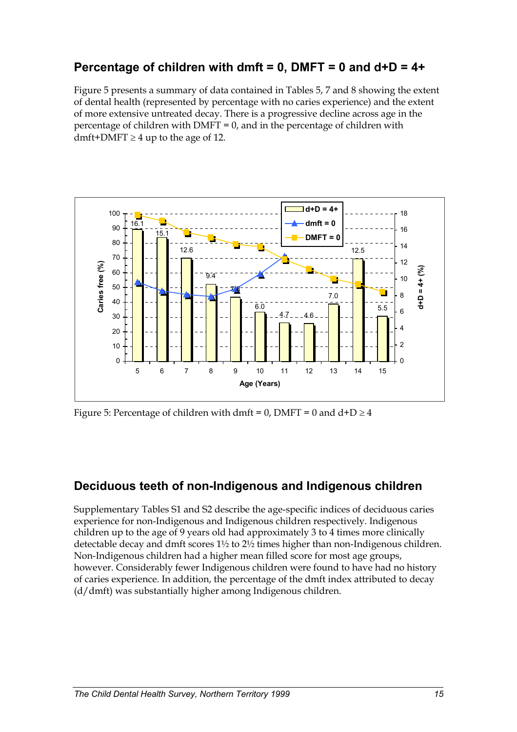## Percentage of children with dmft = 0, DMFT = 0 and d+D = 4+

Figure 5 presents a summary of data contained in Tables 5, 7 and 8 showing the extent of dental health (represented by percentage with no caries experience) and the extent of more extensive untreated decay. There is a progressive decline across age in the percentage of children with DMFT = 0, and in the percentage of children with dmft+DMFT ≥ 4 up to the age of 12.

Figure 5: Percentage of children with dmft = 0, DMFT = 0 and d+D ≥ 4

## Deciduous teeth of non-Indigenous and Indigenous children

Supplementary Tables S1 and S2 describe the age-specific indices of deciduous caries experience for non-Indigenous and Indigenous children respectively. Indigenous children up to the age of 9 years old had approximately 3 to 4 times more clinically detectable decay and dmft scores 1½ to 2½ times higher than non-Indigenous children. Non-Indigenous children had a higher mean filled score for most age groups, however. Considerably fewer Indigenous children were found to have had no history of caries experience. In addition, the percentage of the dmft index attributed to decay (d/dmft) was substantially higher among Indigenous children.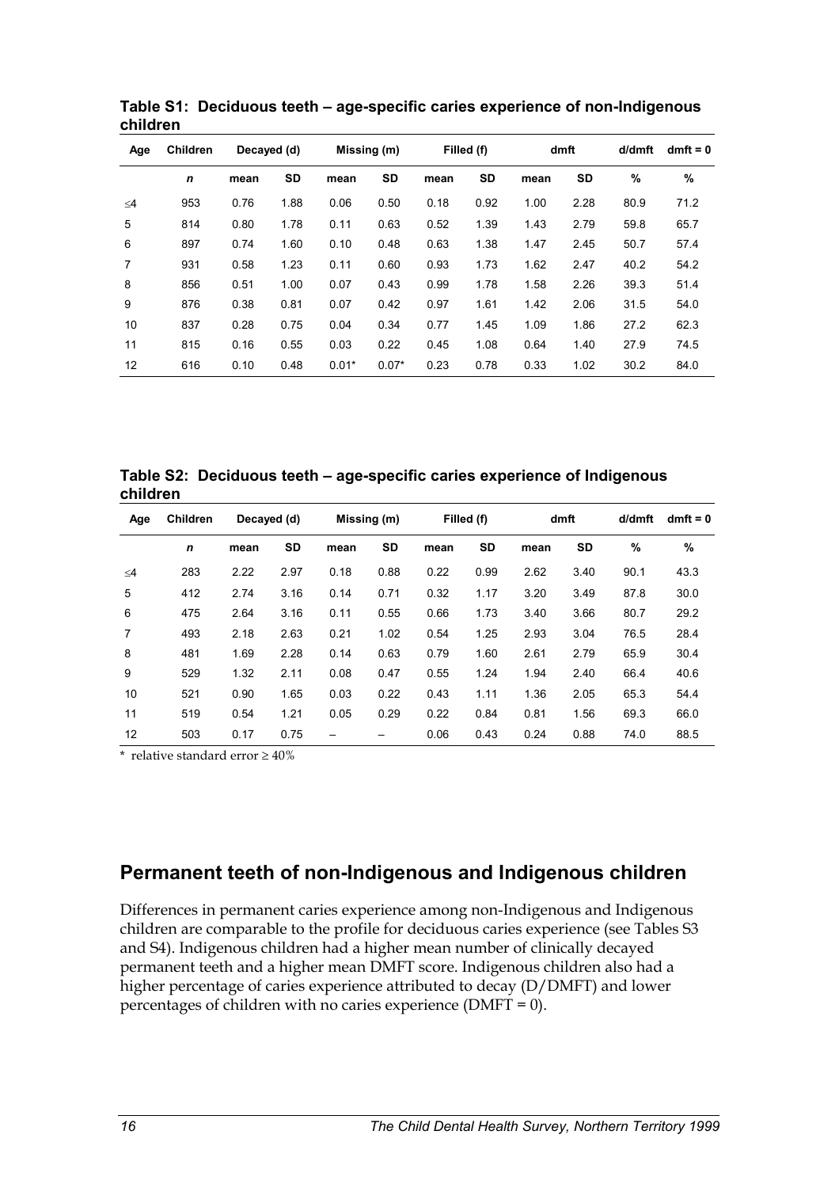**Table S1: Deciduous teeth – age-specific caries experience of non-Indigenous children**

| Age | Children | Decayed (d) | | Missing (m) | | Filled (f) | | dmft | | d/dmft | dmft = 0 |
|---|---|---|---|---|---|---|---|---|---|---|---|
| | *n* | mean | SD | mean | SD | mean | SD | mean | SD | % | % |
| ≤4 | 953 | 0.76 | 1.88 | 0.06 | 0.50 | 0.18 | 0.92 | 1.00 | 2.28 | 80.9 | 71.2 |
| 5 | 814 | 0.80 | 1.78 | 0.11 | 0.63 | 0.52 | 1.39 | 1.43 | 2.79 | 59.8 | 65.7 |
| 6 | 897 | 0.74 | 1.60 | 0.10 | 0.48 | 0.63 | 1.38 | 1.47 | 2.45 | 50.7 | 57.4 |
| 7 | 931 | 0.58 | 1.23 | 0.11 | 0.60 | 0.93 | 1.73 | 1.62 | 2.47 | 40.2 | 54.2 |
| 8 | 856 | 0.51 | 1.00 | 0.07 | 0.43 | 0.99 | 1.78 | 1.58 | 2.26 | 39.3 | 51.4 |
| 9 | 876 | 0.38 | 0.81 | 0.07 | 0.42 | 0.97 | 1.61 | 1.42 | 2.06 | 31.5 | 54.0 |
| 10 | 837 | 0.28 | 0.75 | 0.04 | 0.34 | 0.77 | 1.45 | 1.09 | 1.86 | 27.2 | 62.3 |
| 11 | 815 | 0.16 | 0.55 | 0.03 | 0.22 | 0.45 | 1.08 | 0.64 | 1.40 | 27.9 | 74.5 |
| 12 | 616 | 0.10 | 0.48 | 0.01* | 0.07* | 0.23 | 0.78 | 0.33 | 1.02 | 30.2 | 84.0 |

**Table S2: Deciduous teeth – age-specific caries experience of Indigenous children**

| Age | Children | Decayed (d) | | Missing (m) | | Filled (f) | | dmft | | d/dmft | dmft = 0 |
|---|---|---|---|---|---|---|---|---|---|---|---|
| | *n* | mean | SD | mean | SD | mean | SD | mean | SD | % | % |
| ≤4 | 283 | 2.22 | 2.97 | 0.18 | 0.88 | 0.22 | 0.99 | 2.62 | 3.40 | 90.1 | 43.3 |
| 5 | 412 | 2.74 | 3.16 | 0.14 | 0.71 | 0.32 | 1.17 | 3.20 | 3.49 | 87.8 | 30.0 |
| 6 | 475 | 2.64 | 3.16 | 0.11 | 0.55 | 0.66 | 1.73 | 3.40 | 3.66 | 80.7 | 29.2 |
| 7 | 493 | 2.18 | 2.63 | 0.21 | 1.02 | 0.54 | 1.25 | 2.93 | 3.04 | 76.5 | 28.4 |
| 8 | 481 | 1.69 | 2.28 | 0.14 | 0.63 | 0.79 | 1.60 | 2.61 | 2.79 | 65.9 | 30.4 |
| 9 | 529 | 1.32 | 2.11 | 0.08 | 0.47 | 0.55 | 1.24 | 1.94 | 2.40 | 66.4 | 40.6 |
| 10 | 521 | 0.90 | 1.65 | 0.03 | 0.22 | 0.43 | 1.11 | 1.36 | 2.05 | 65.3 | 54.4 |
| 11 | 519 | 0.54 | 1.21 | 0.05 | 0.29 | 0.22 | 0.84 | 0.81 | 1.56 | 69.3 | 66.0 |
| 12 | 503 | 0.17 | 0.75 | – | – | 0.06 | 0.43 | 0.24 | 0.88 | 74.0 | 88.5 |

\* relative standard error ≥ 40%

## Permanent teeth of non-Indigenous and Indigenous children

Differences in permanent caries experience among non-Indigenous and Indigenous children are comparable to the profile for deciduous caries experience (see Tables S3 and S4). Indigenous children had a higher mean number of clinically decayed permanent teeth and a higher mean DMFT score. Indigenous children also had a higher percentage of caries experience attributed to decay (D/DMFT) and lower percentages of children with no caries experience (DMFT = 0).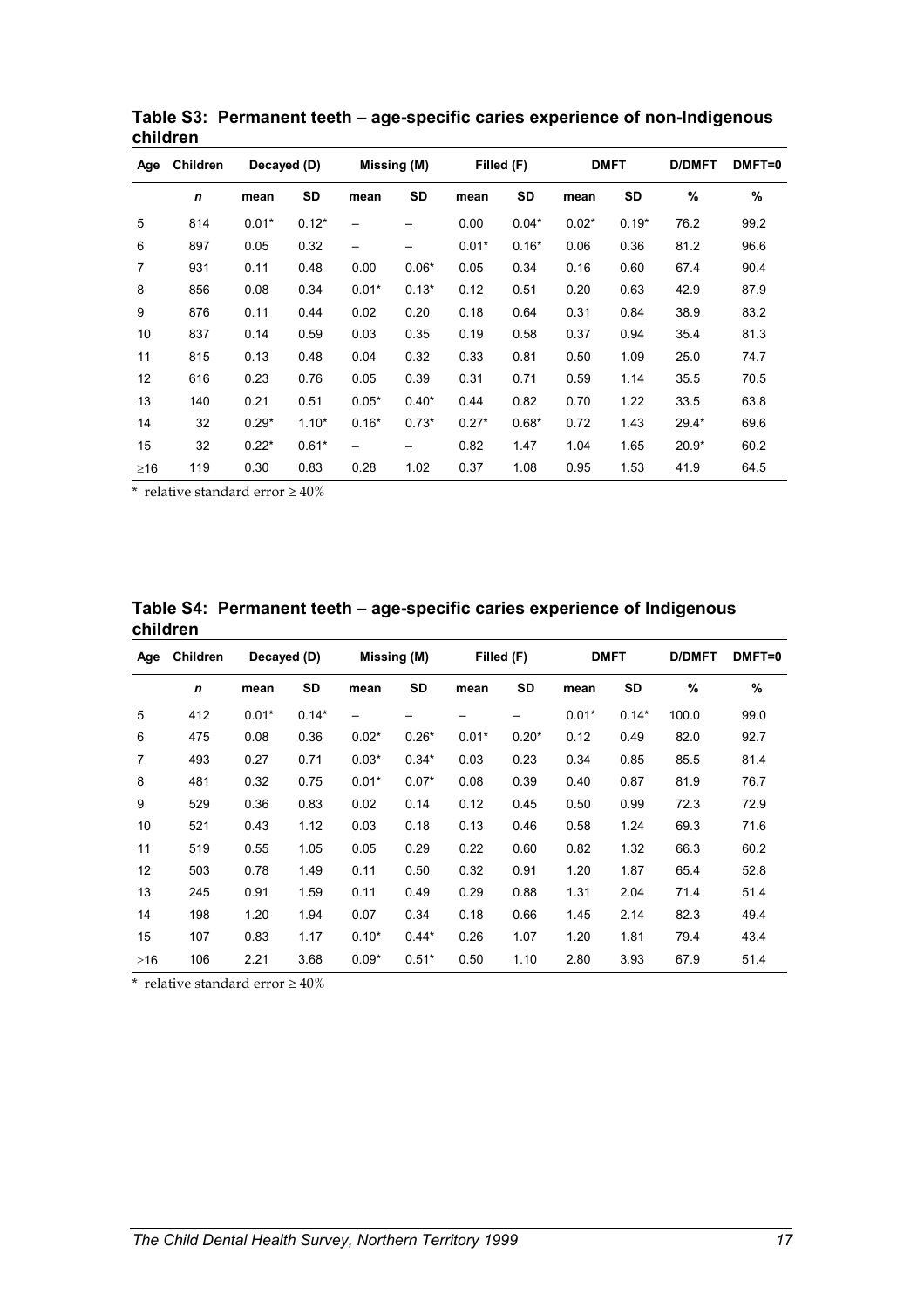**Table S3: Permanent teeth – age-specific caries experience of non-Indigenous children**

| Age | Children | Decayed (D) | | Missing (M) | | Filled (F) | | DMFT | | D/DMFT | DMFT=0 |
|---|---|---|---|---|---|---|---|---|---|---|---|
| | *n* | mean | SD | mean | SD | mean | SD | mean | SD | % | % |
| 5 | 814 | 0.01* | 0.12* | – | – | 0.00 | 0.04* | 0.02* | 0.19* | 76.2 | 99.2 |
| 6 | 897 | 0.05 | 0.32 | – | – | 0.01* | 0.16* | 0.06 | 0.36 | 81.2 | 96.6 |
| 7 | 931 | 0.11 | 0.48 | 0.00 | 0.06* | 0.05 | 0.34 | 0.16 | 0.60 | 67.4 | 90.4 |
| 8 | 856 | 0.08 | 0.34 | 0.01* | 0.13* | 0.12 | 0.51 | 0.20 | 0.63 | 42.9 | 87.9 |
| 9 | 876 | 0.11 | 0.44 | 0.02 | 0.20 | 0.18 | 0.64 | 0.31 | 0.84 | 38.9 | 83.2 |
| 10 | 837 | 0.14 | 0.59 | 0.03 | 0.35 | 0.19 | 0.58 | 0.37 | 0.94 | 35.4 | 81.3 |
| 11 | 815 | 0.13 | 0.48 | 0.04 | 0.32 | 0.33 | 0.81 | 0.50 | 1.09 | 25.0 | 74.7 |
| 12 | 616 | 0.23 | 0.76 | 0.05 | 0.39 | 0.31 | 0.71 | 0.59 | 1.14 | 35.5 | 70.5 |
| 13 | 140 | 0.21 | 0.51 | 0.05* | 0.40* | 0.44 | 0.82 | 0.70 | 1.22 | 33.5 | 63.8 |
| 14 | 32 | 0.29* | 1.10* | 0.16* | 0.73* | 0.27* | 0.68* | 0.72 | 1.43 | 29.4* | 69.6 |
| 15 | 32 | 0.22* | 0.61* | – | – | 0.82 | 1.47 | 1.04 | 1.65 | 20.9* | 60.2 |
| ≥16 | 119 | 0.30 | 0.83 | 0.28 | 1.02 | 0.37 | 1.08 | 0.95 | 1.53 | 41.9 | 64.5 |

\* relative standard error ≥ 40%

**Table S4: Permanent teeth – age-specific caries experience of Indigenous children**

| Age | Children | Decayed (D) | | Missing (M) | | Filled (F) | | DMFT | | D/DMFT | DMFT=0 |
|---|---|---|---|---|---|---|---|---|---|---|---|
| | *n* | mean | SD | mean | SD | mean | SD | mean | SD | % | % |
| 5 | 412 | 0.01* | 0.14* | – | – | – | – | 0.01* | 0.14* | 100.0 | 99.0 |
| 6 | 475 | 0.08 | 0.36 | 0.02* | 0.26* | 0.01* | 0.20* | 0.12 | 0.49 | 82.0 | 92.7 |
| 7 | 493 | 0.27 | 0.71 | 0.03* | 0.34* | 0.03 | 0.23 | 0.34 | 0.85 | 85.5 | 81.4 |
| 8 | 481 | 0.32 | 0.75 | 0.01* | 0.07* | 0.08 | 0.39 | 0.40 | 0.87 | 81.9 | 76.7 |
| 9 | 529 | 0.36 | 0.83 | 0.02 | 0.14 | 0.12 | 0.45 | 0.50 | 0.99 | 72.3 | 72.9 |
| 10 | 521 | 0.43 | 1.12 | 0.03 | 0.18 | 0.13 | 0.46 | 0.58 | 1.24 | 69.3 | 71.6 |
| 11 | 519 | 0.55 | 1.05 | 0.05 | 0.29 | 0.22 | 0.60 | 0.82 | 1.32 | 66.3 | 60.2 |
| 12 | 503 | 0.78 | 1.49 | 0.11 | 0.50 | 0.32 | 0.91 | 1.20 | 1.87 | 65.4 | 52.8 |
| 13 | 245 | 0.91 | 1.59 | 0.11 | 0.49 | 0.29 | 0.88 | 1.31 | 2.04 | 71.4 | 51.4 |
| 14 | 198 | 1.20 | 1.94 | 0.07 | 0.34 | 0.18 | 0.66 | 1.45 | 2.14 | 82.3 | 49.4 |
| 15 | 107 | 0.83 | 1.17 | 0.10* | 0.44* | 0.26 | 1.07 | 1.20 | 1.81 | 79.4 | 43.4 |
| ≥16 | 106 | 2.21 | 3.68 | 0.09* | 0.51* | 0.50 | 1.10 | 2.80 | 3.93 | 67.9 | 51.4 |

\* relative standard error ≥ 40%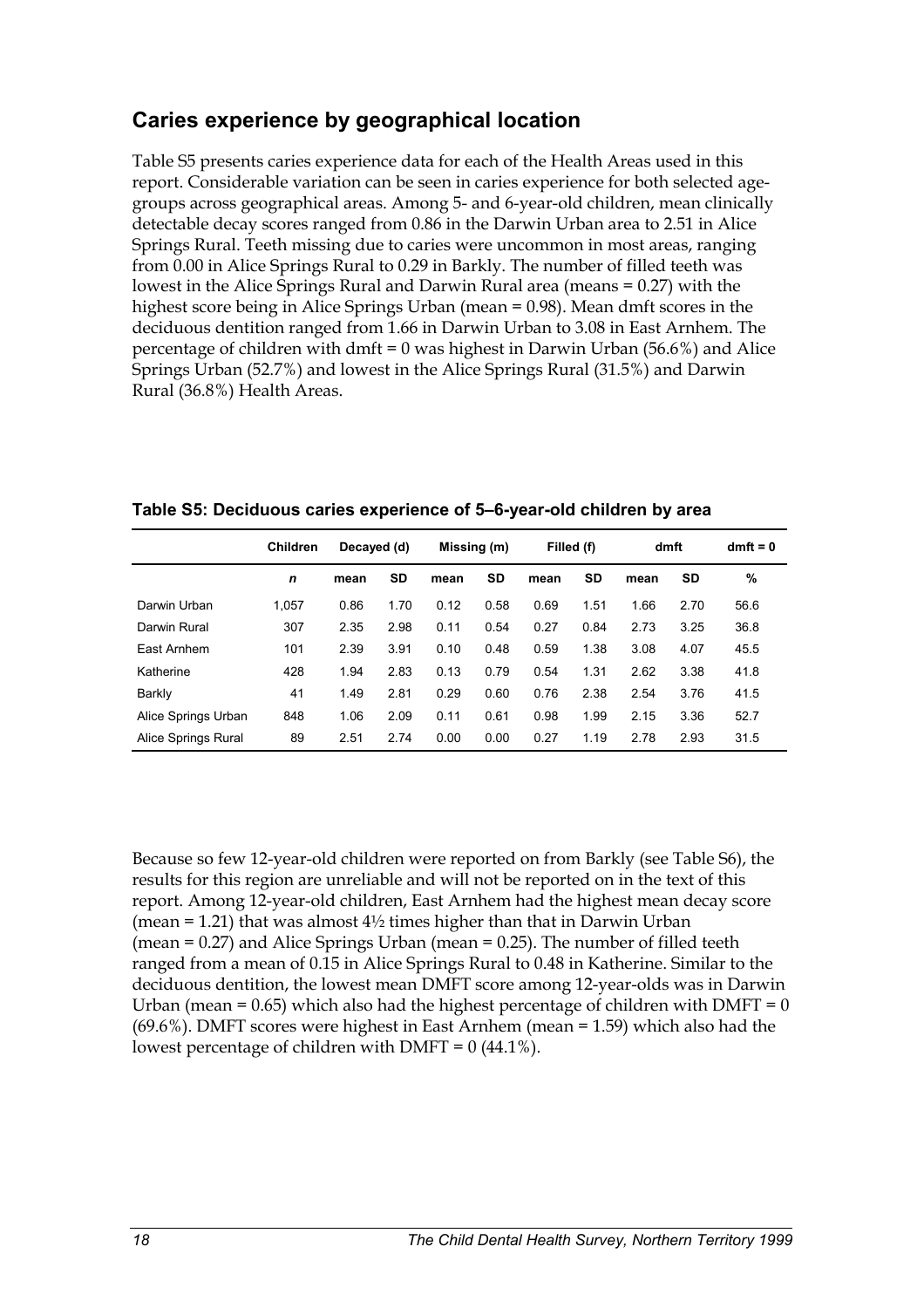## Caries experience by geographical location

Table S5 presents caries experience data for each of the Health Areas used in this report. Considerable variation can be seen in caries experience for both selected age-groups across geographical areas. Among 5- and 6-year-old children, mean clinically detectable decay scores ranged from 0.86 in the Darwin Urban area to 2.51 in Alice Springs Rural. Teeth missing due to caries were uncommon in most areas, ranging from 0.00 in Alice Springs Rural to 0.29 in Barkly. The number of filled teeth was lowest in the Alice Springs Rural and Darwin Rural area (means = 0.27) with the highest score being in Alice Springs Urban (mean = 0.98). Mean dmft scores in the deciduous dentition ranged from 1.66 in Darwin Urban to 3.08 in East Arnhem. The percentage of children with dmft = 0 was highest in Darwin Urban (56.6%) and Alice Springs Urban (52.7%) and lowest in the Alice Springs Rural (31.5%) and Darwin Rural (36.8%) Health Areas.

**Table S5: Deciduous caries experience of 5–6-year-old children by area**

| | Children | Decayed (d) | | Missing (m) | | Filled (f) | | dmft | | dmft = 0 |
|---|---|---|---|---|---|---|---|---|---|---|
| | *n* | mean | SD | mean | SD | mean | SD | mean | SD | % |
| Darwin Urban | 1,057 | 0.86 | 1.70 | 0.12 | 0.58 | 0.69 | 1.51 | 1.66 | 2.70 | 56.6 |
| Darwin Rural | 307 | 2.35 | 2.98 | 0.11 | 0.54 | 0.27 | 0.84 | 2.73 | 3.25 | 36.8 |
| East Arnhem | 101 | 2.39 | 3.91 | 0.10 | 0.48 | 0.59 | 1.38 | 3.08 | 4.07 | 45.5 |
| Katherine | 428 | 1.94 | 2.83 | 0.13 | 0.79 | 0.54 | 1.31 | 2.62 | 3.38 | 41.8 |
| Barkly | 41 | 1.49 | 2.81 | 0.29 | 0.60 | 0.76 | 2.38 | 2.54 | 3.76 | 41.5 |
| Alice Springs Urban | 848 | 1.06 | 2.09 | 0.11 | 0.61 | 0.98 | 1.99 | 2.15 | 3.36 | 52.7 |
| Alice Springs Rural | 89 | 2.51 | 2.74 | 0.00 | 0.00 | 0.27 | 1.19 | 2.78 | 2.93 | 31.5 |

Because so few 12-year-old children were reported on from Barkly (see Table S6), the results for this region are unreliable and will not be reported on in the text of this report. Among 12-year-old children, East Arnhem had the highest mean decay score (mean = 1.21) that was almost 4½ times higher than that in Darwin Urban (mean = 0.27) and Alice Springs Urban (mean = 0.25). The number of filled teeth ranged from a mean of 0.15 in Alice Springs Rural to 0.48 in Katherine. Similar to the deciduous dentition, the lowest mean DMFT score among 12-year-olds was in Darwin Urban (mean = 0.65) which also had the highest percentage of children with DMFT = 0 (69.6%). DMFT scores were highest in East Arnhem (mean = 1.59) which also had the lowest percentage of children with DMFT = 0 (44.1%).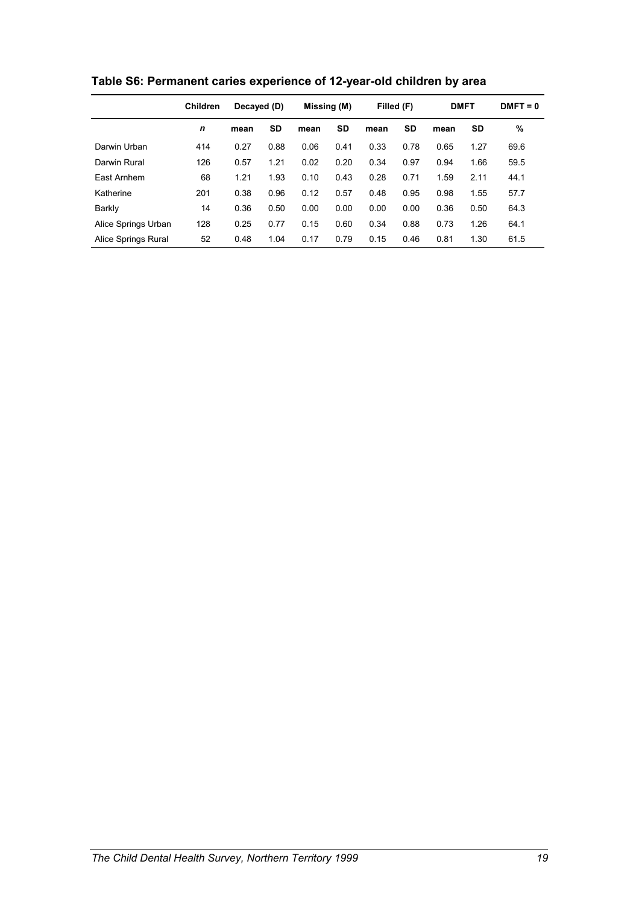**Table S6: Permanent caries experience of 12-year-old children by area**

| | Children | Decayed (D) | | Missing (M) | | Filled (F) | | DMFT | | DMFT = 0 |
|---|---|---|---|---|---|---|---|---|---|---|
| | *n* | mean | SD | mean | SD | mean | SD | mean | SD | % |
| Darwin Urban | 414 | 0.27 | 0.88 | 0.06 | 0.41 | 0.33 | 0.78 | 0.65 | 1.27 | 69.6 |
| Darwin Rural | 126 | 0.57 | 1.21 | 0.02 | 0.20 | 0.34 | 0.97 | 0.94 | 1.66 | 59.5 |
| East Arnhem | 68 | 1.21 | 1.93 | 0.10 | 0.43 | 0.28 | 0.71 | 1.59 | 2.11 | 44.1 |
| Katherine | 201 | 0.38 | 0.96 | 0.12 | 0.57 | 0.48 | 0.95 | 0.98 | 1.55 | 57.7 |
| Barkly | 14 | 0.36 | 0.50 | 0.00 | 0.00 | 0.00 | 0.00 | 0.36 | 0.50 | 64.3 |
| Alice Springs Urban | 128 | 0.25 | 0.77 | 0.15 | 0.60 | 0.34 | 0.88 | 0.73 | 1.26 | 64.1 |
| Alice Springs Rural | 52 | 0.48 | 1.04 | 0.17 | 0.79 | 0.15 | 0.46 | 0.81 | 1.30 | 61.5 |